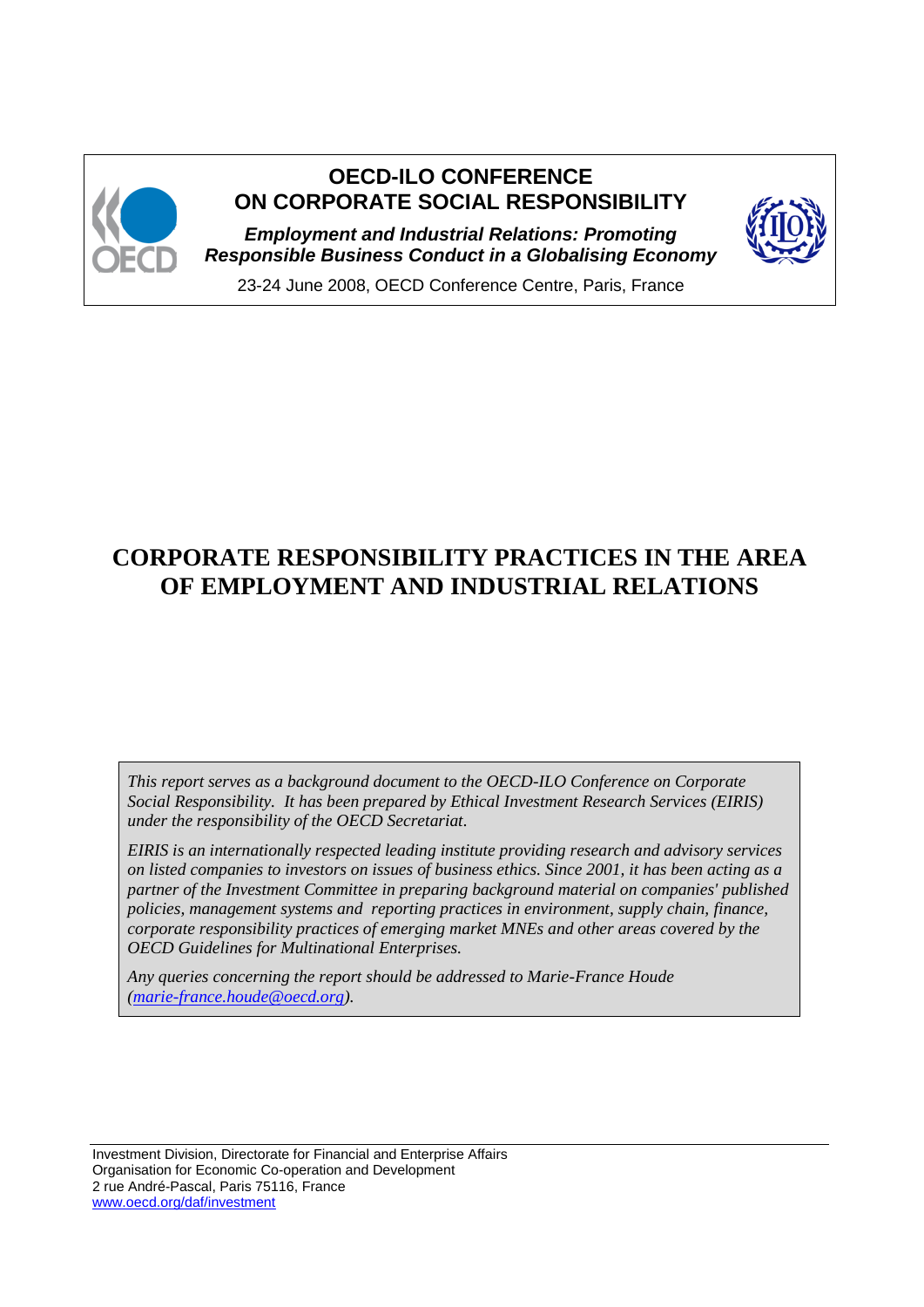**OECD-ILO CONFERENCE ON CORPORATE SOCIAL RESPONSIBILITY**

***Employment and Industrial Relations: Promoting Responsible Business Conduct in a Globalising Economy***

23-24 June 2008, OECD Conference Centre, Paris, France

# CORPORATE RESPONSIBILITY PRACTICES IN THE AREA OF EMPLOYMENT AND INDUSTRIAL RELATIONS

*This report serves as a background document to the OECD-ILO Conference on Corporate Social Responsibility. It has been prepared by Ethical Investment Research Services (EIRIS) under the responsibility of the OECD Secretariat.*

*EIRIS is an internationally respected leading institute providing research and advisory services on listed companies to investors on issues of business ethics. Since 2001, it has been acting as a partner of the Investment Committee in preparing background material on companies' published policies, management systems and reporting practices in environment, supply chain, finance, corporate responsibility practices of emerging market MNEs and other areas covered by the OECD Guidelines for Multinational Enterprises.*

*Any queries concerning the report should be addressed to Marie-France Houde (marie-france.houde@oecd.org).*

Investment Division, Directorate for Financial and Enterprise Affairs
Organisation for Economic Co-operation and Development
2 rue André-Pascal, Paris 75116, France
www.oecd.org/daf/investment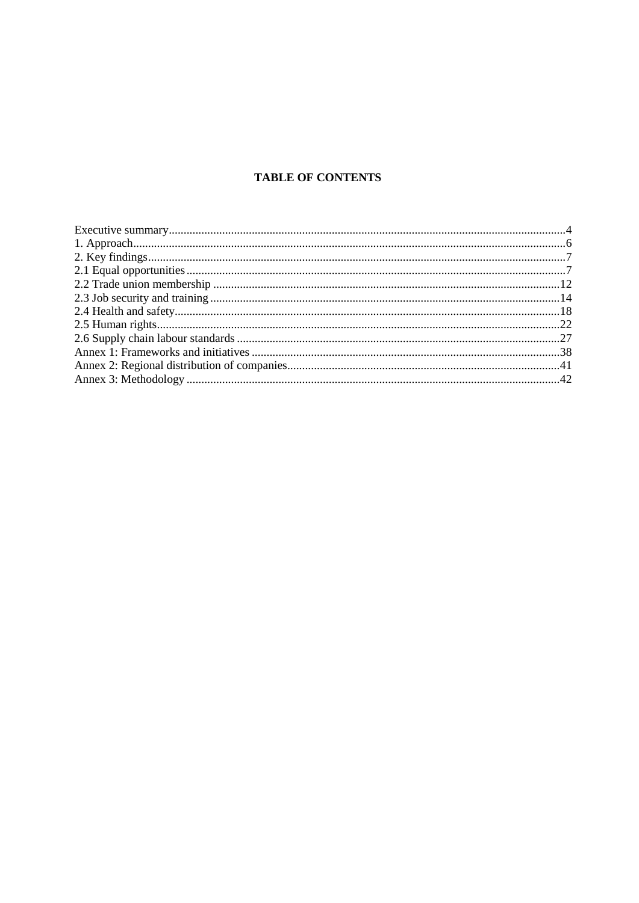## TABLE OF CONTENTS

Executive summary....................................................................................................................................4
1. Approach................................................................................................................................................6
2. Key findings............................................................................................................................................7
2.1 Equal opportunities...............................................................................................................................7
2.2 Trade union membership ....................................................................................................................12
2.3 Job security and training .....................................................................................................................14
2.4 Health and safety.................................................................................................................................18
2.5 Human rights.......................................................................................................................................22
2.6 Supply chain labour standards ............................................................................................................27
Annex 1: Frameworks and initiatives .......................................................................................................38
Annex 2: Regional distribution of companies...........................................................................................41
Annex 3: Methodology .............................................................................................................................42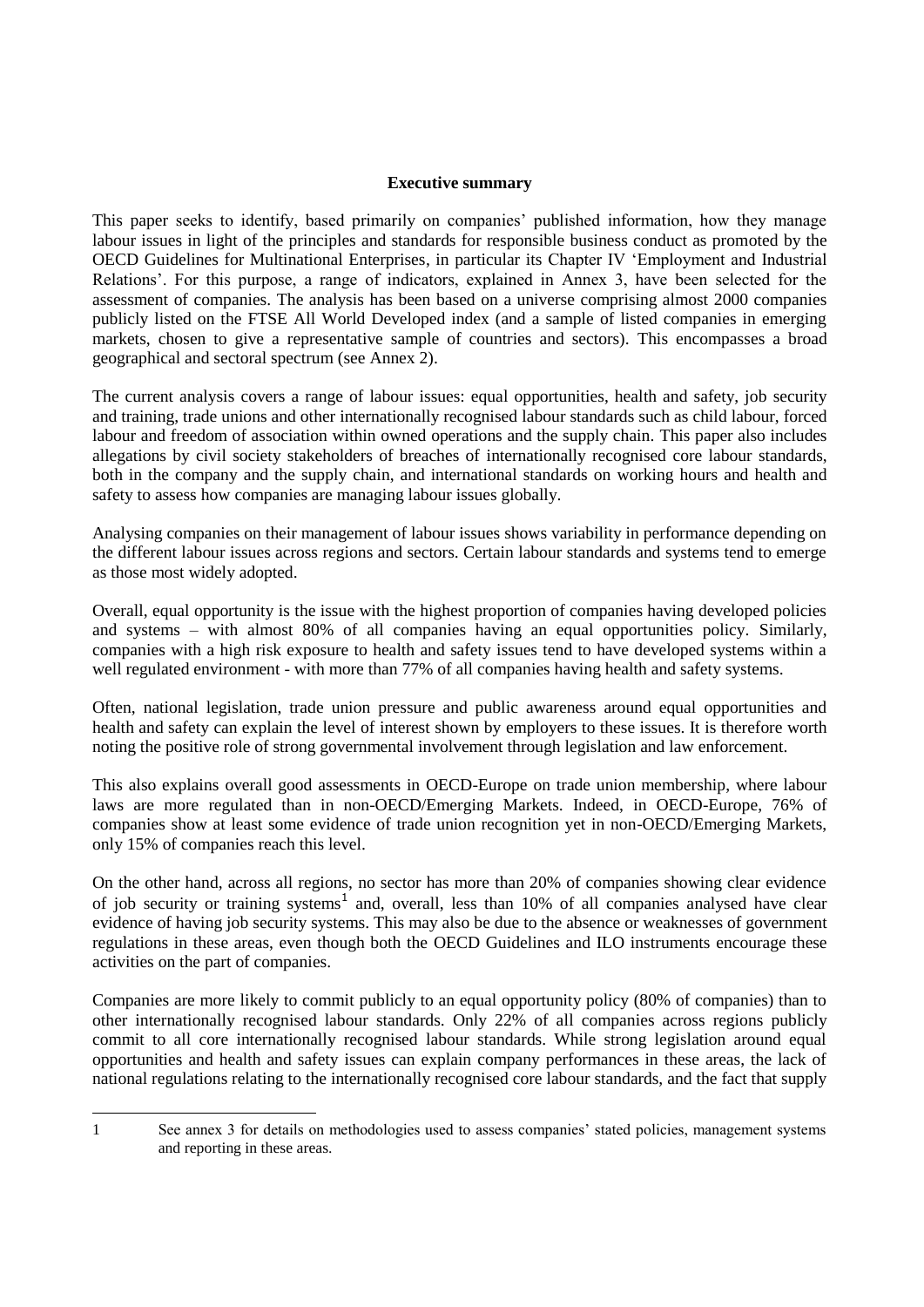**Executive summary**

This paper seeks to identify, based primarily on companies' published information, how they manage labour issues in light of the principles and standards for responsible business conduct as promoted by the OECD Guidelines for Multinational Enterprises, in particular its Chapter IV 'Employment and Industrial Relations'. For this purpose, a range of indicators, explained in Annex 3, have been selected for the assessment of companies. The analysis has been based on a universe comprising almost 2000 companies publicly listed on the FTSE All World Developed index (and a sample of listed companies in emerging markets, chosen to give a representative sample of countries and sectors). This encompasses a broad geographical and sectoral spectrum (see Annex 2).

The current analysis covers a range of labour issues: equal opportunities, health and safety, job security and training, trade unions and other internationally recognised labour standards such as child labour, forced labour and freedom of association within owned operations and the supply chain. This paper also includes allegations by civil society stakeholders of breaches of internationally recognised core labour standards, both in the company and the supply chain, and international standards on working hours and health and safety to assess how companies are managing labour issues globally.

Analysing companies on their management of labour issues shows variability in performance depending on the different labour issues across regions and sectors. Certain labour standards and systems tend to emerge as those most widely adopted.

Overall, equal opportunity is the issue with the highest proportion of companies having developed policies and systems – with almost 80% of all companies having an equal opportunities policy. Similarly, companies with a high risk exposure to health and safety issues tend to have developed systems within a well regulated environment - with more than 77% of all companies having health and safety systems.

Often, national legislation, trade union pressure and public awareness around equal opportunities and health and safety can explain the level of interest shown by employers to these issues. It is therefore worth noting the positive role of strong governmental involvement through legislation and law enforcement.

This also explains overall good assessments in OECD-Europe on trade union membership, where labour laws are more regulated than in non-OECD/Emerging Markets. Indeed, in OECD-Europe, 76% of companies show at least some evidence of trade union recognition yet in non-OECD/Emerging Markets, only 15% of companies reach this level.

On the other hand, across all regions, no sector has more than 20% of companies showing clear evidence of job security or training systems[1] and, overall, less than 10% of all companies analysed have clear evidence of having job security systems. This may also be due to the absence or weaknesses of government regulations in these areas, even though both the OECD Guidelines and ILO instruments encourage these activities on the part of companies.

Companies are more likely to commit publicly to an equal opportunity policy (80% of companies) than to other internationally recognised labour standards. Only 22% of all companies across regions publicly commit to all core internationally recognised labour standards. While strong legislation around equal opportunities and health and safety issues can explain company performances in these areas, the lack of national regulations relating to the internationally recognised core labour standards, and the fact that supply

---

1 See annex 3 for details on methodologies used to assess companies' stated policies, management systems and reporting in these areas.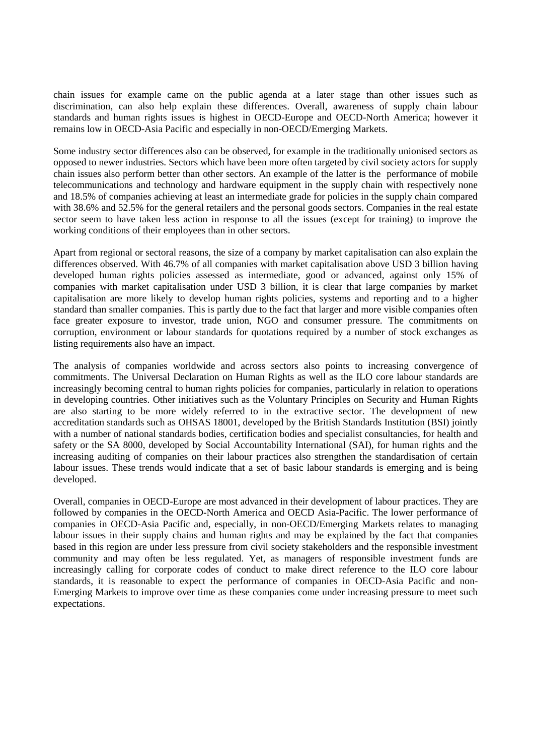chain issues for example came on the public agenda at a later stage than other issues such as discrimination, can also help explain these differences. Overall, awareness of supply chain labour standards and human rights issues is highest in OECD-Europe and OECD-North America; however it remains low in OECD-Asia Pacific and especially in non-OECD/Emerging Markets.

Some industry sector differences also can be observed, for example in the traditionally unionised sectors as opposed to newer industries. Sectors which have been more often targeted by civil society actors for supply chain issues also perform better than other sectors. An example of the latter is the performance of mobile telecommunications and technology and hardware equipment in the supply chain with respectively none and 18.5% of companies achieving at least an intermediate grade for policies in the supply chain compared with 38.6% and 52.5% for the general retailers and the personal goods sectors. Companies in the real estate sector seem to have taken less action in response to all the issues (except for training) to improve the working conditions of their employees than in other sectors.

Apart from regional or sectoral reasons, the size of a company by market capitalisation can also explain the differences observed. With 46.7% of all companies with market capitalisation above USD 3 billion having developed human rights policies assessed as intermediate, good or advanced, against only 15% of companies with market capitalisation under USD 3 billion, it is clear that large companies by market capitalisation are more likely to develop human rights policies, systems and reporting and to a higher standard than smaller companies. This is partly due to the fact that larger and more visible companies often face greater exposure to investor, trade union, NGO and consumer pressure. The commitments on corruption, environment or labour standards for quotations required by a number of stock exchanges as listing requirements also have an impact.

The analysis of companies worldwide and across sectors also points to increasing convergence of commitments. The Universal Declaration on Human Rights as well as the ILO core labour standards are increasingly becoming central to human rights policies for companies, particularly in relation to operations in developing countries. Other initiatives such as the Voluntary Principles on Security and Human Rights are also starting to be more widely referred to in the extractive sector. The development of new accreditation standards such as OHSAS 18001, developed by the British Standards Institution (BSI) jointly with a number of national standards bodies, certification bodies and specialist consultancies, for health and safety or the SA 8000, developed by Social Accountability International (SAI), for human rights and the increasing auditing of companies on their labour practices also strengthen the standardisation of certain labour issues. These trends would indicate that a set of basic labour standards is emerging and is being developed.

Overall, companies in OECD-Europe are most advanced in their development of labour practices. They are followed by companies in the OECD-North America and OECD Asia-Pacific. The lower performance of companies in OECD-Asia Pacific and, especially, in non-OECD/Emerging Markets relates to managing labour issues in their supply chains and human rights and may be explained by the fact that companies based in this region are under less pressure from civil society stakeholders and the responsible investment community and may often be less regulated. Yet, as managers of responsible investment funds are increasingly calling for corporate codes of conduct to make direct reference to the ILO core labour standards, it is reasonable to expect the performance of companies in OECD-Asia Pacific and non-Emerging Markets to improve over time as these companies come under increasing pressure to meet such expectations.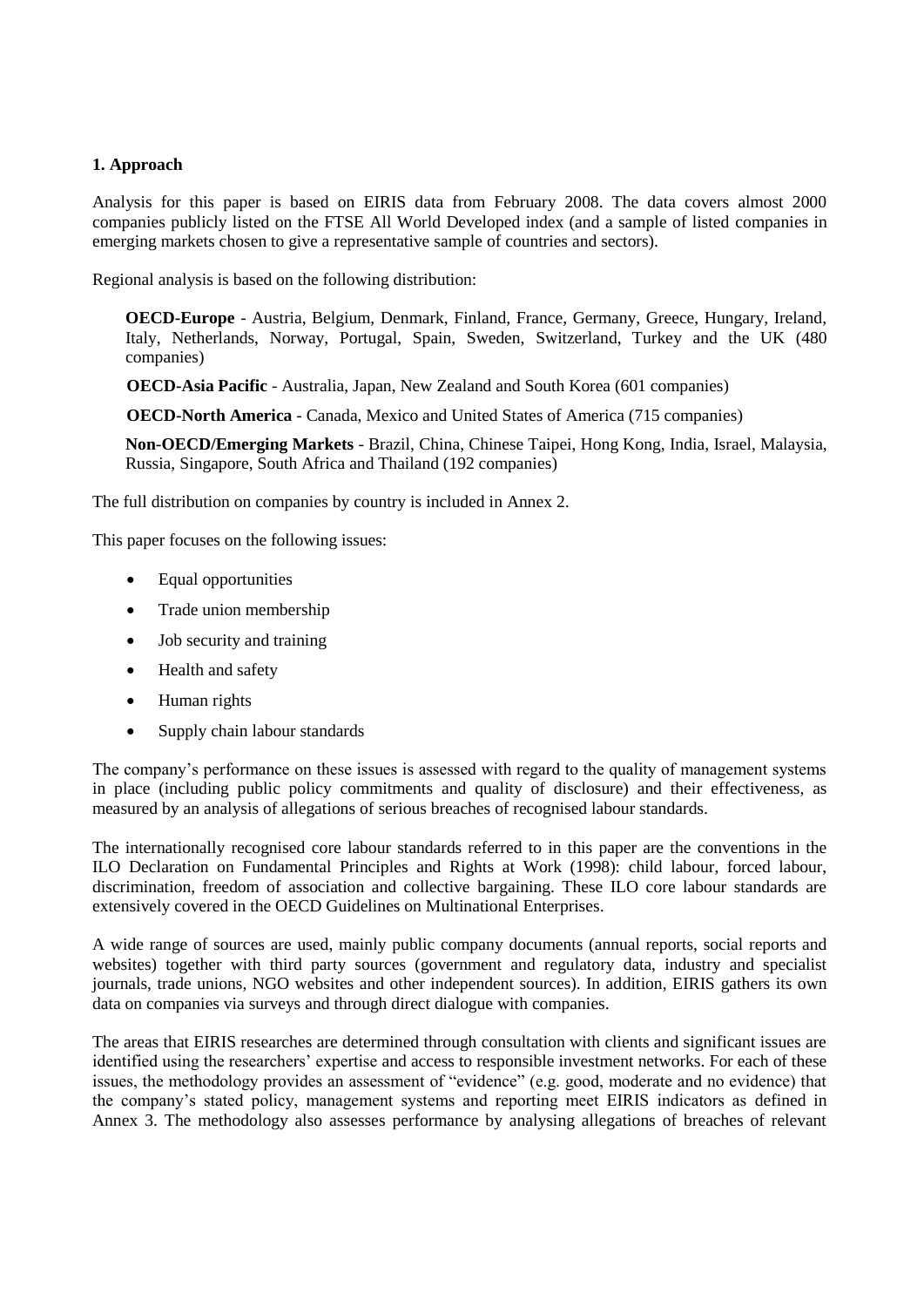## 1. Approach

Analysis for this paper is based on EIRIS data from February 2008. The data covers almost 2000 companies publicly listed on the FTSE All World Developed index (and a sample of listed companies in emerging markets chosen to give a representative sample of countries and sectors).

Regional analysis is based on the following distribution:

**OECD-Europe** - Austria, Belgium, Denmark, Finland, France, Germany, Greece, Hungary, Ireland, Italy, Netherlands, Norway, Portugal, Spain, Sweden, Switzerland, Turkey and the UK (480 companies)

**OECD-Asia Pacific** - Australia, Japan, New Zealand and South Korea (601 companies)

**OECD-North America** - Canada, Mexico and United States of America (715 companies)

**Non-OECD/Emerging Markets** - Brazil, China, Chinese Taipei, Hong Kong, India, Israel, Malaysia, Russia, Singapore, South Africa and Thailand (192 companies)

The full distribution on companies by country is included in Annex 2.

This paper focuses on the following issues:

- Equal opportunities
- Trade union membership
- Job security and training
- Health and safety
- Human rights
- Supply chain labour standards

The company's performance on these issues is assessed with regard to the quality of management systems in place (including public policy commitments and quality of disclosure) and their effectiveness, as measured by an analysis of allegations of serious breaches of recognised labour standards.

The internationally recognised core labour standards referred to in this paper are the conventions in the ILO Declaration on Fundamental Principles and Rights at Work (1998): child labour, forced labour, discrimination, freedom of association and collective bargaining. These ILO core labour standards are extensively covered in the OECD Guidelines on Multinational Enterprises.

A wide range of sources are used, mainly public company documents (annual reports, social reports and websites) together with third party sources (government and regulatory data, industry and specialist journals, trade unions, NGO websites and other independent sources). In addition, EIRIS gathers its own data on companies via surveys and through direct dialogue with companies.

The areas that EIRIS researches are determined through consultation with clients and significant issues are identified using the researchers' expertise and access to responsible investment networks. For each of these issues, the methodology provides an assessment of "evidence" (e.g. good, moderate and no evidence) that the company's stated policy, management systems and reporting meet EIRIS indicators as defined in Annex 3. The methodology also assesses performance by analysing allegations of breaches of relevant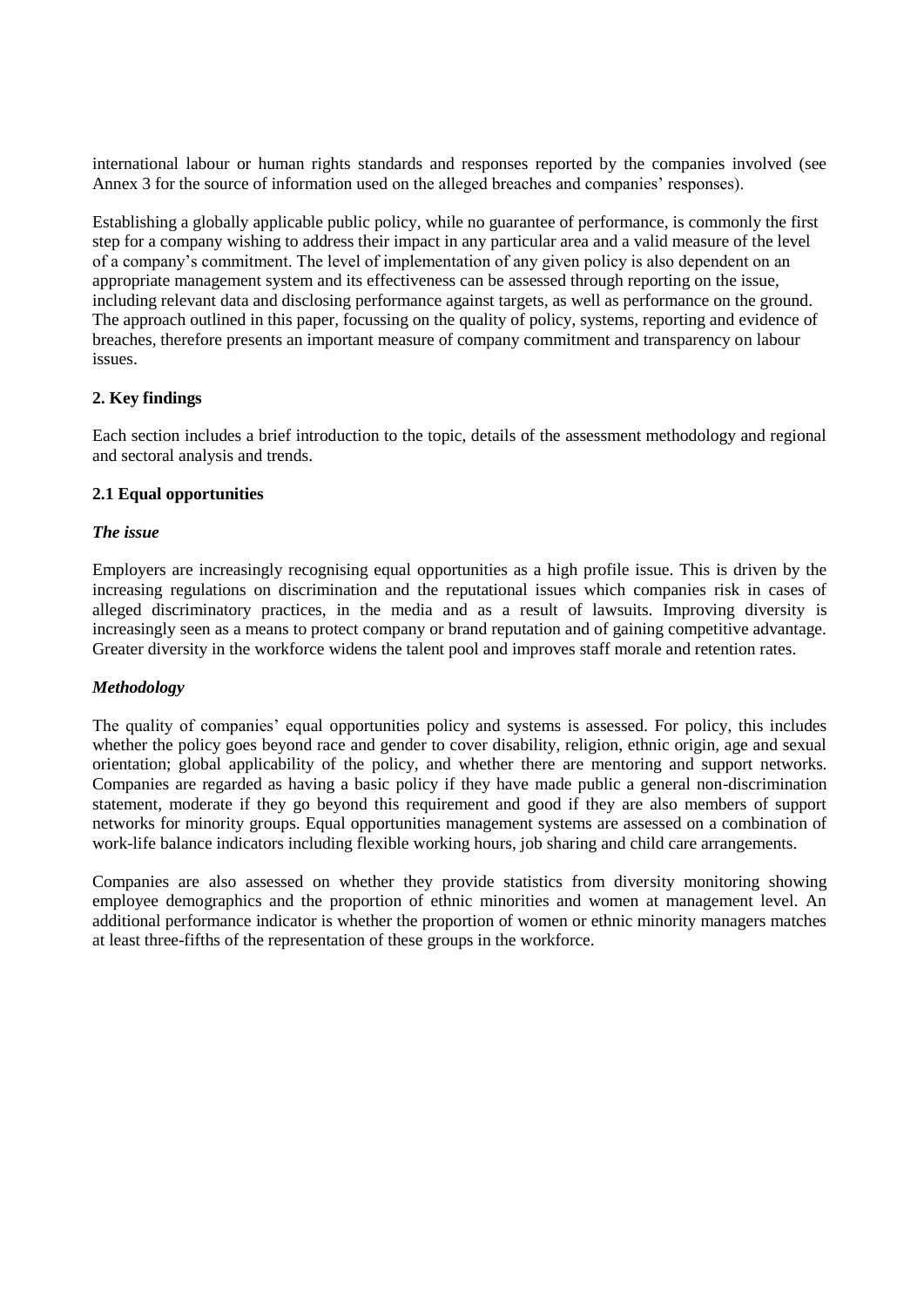international labour or human rights standards and responses reported by the companies involved (see Annex 3 for the source of information used on the alleged breaches and companies' responses).

Establishing a globally applicable public policy, while no guarantee of performance, is commonly the first step for a company wishing to address their impact in any particular area and a valid measure of the level of a company's commitment. The level of implementation of any given policy is also dependent on an appropriate management system and its effectiveness can be assessed through reporting on the issue, including relevant data and disclosing performance against targets, as well as performance on the ground. The approach outlined in this paper, focussing on the quality of policy, systems, reporting and evidence of breaches, therefore presents an important measure of company commitment and transparency on labour issues.

## 2. Key findings

Each section includes a brief introduction to the topic, details of the assessment methodology and regional and sectoral analysis and trends.

### 2.1 Equal opportunities

***The issue***

Employers are increasingly recognising equal opportunities as a high profile issue. This is driven by the increasing regulations on discrimination and the reputational issues which companies risk in cases of alleged discriminatory practices, in the media and as a result of lawsuits. Improving diversity is increasingly seen as a means to protect company or brand reputation and of gaining competitive advantage. Greater diversity in the workforce widens the talent pool and improves staff morale and retention rates.

***Methodology***

The quality of companies' equal opportunities policy and systems is assessed. For policy, this includes whether the policy goes beyond race and gender to cover disability, religion, ethnic origin, age and sexual orientation; global applicability of the policy, and whether there are mentoring and support networks. Companies are regarded as having a basic policy if they have made public a general non-discrimination statement, moderate if they go beyond this requirement and good if they are also members of support networks for minority groups. Equal opportunities management systems are assessed on a combination of work-life balance indicators including flexible working hours, job sharing and child care arrangements.

Companies are also assessed on whether they provide statistics from diversity monitoring showing employee demographics and the proportion of ethnic minorities and women at management level. An additional performance indicator is whether the proportion of women or ethnic minority managers matches at least three-fifths of the representation of these groups in the workforce.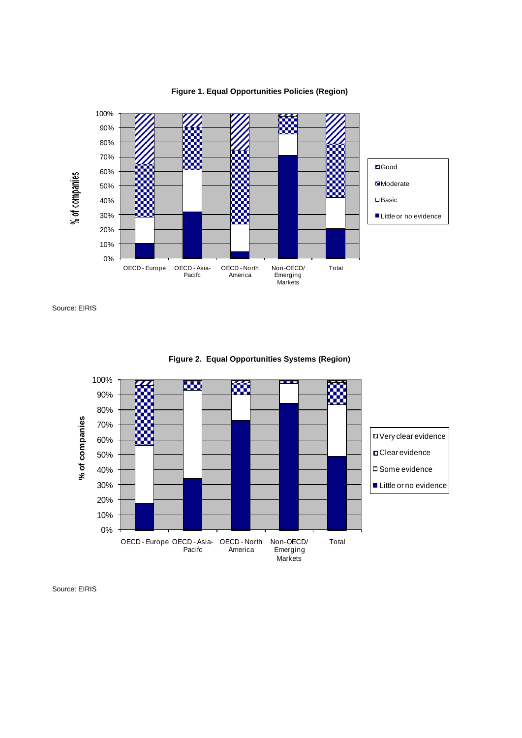**Figure 1. Equal Opportunities Policies (Region)**

Source: EIRIS

**Figure 2. Equal Opportunities Systems (Region)**

Source: EIRIS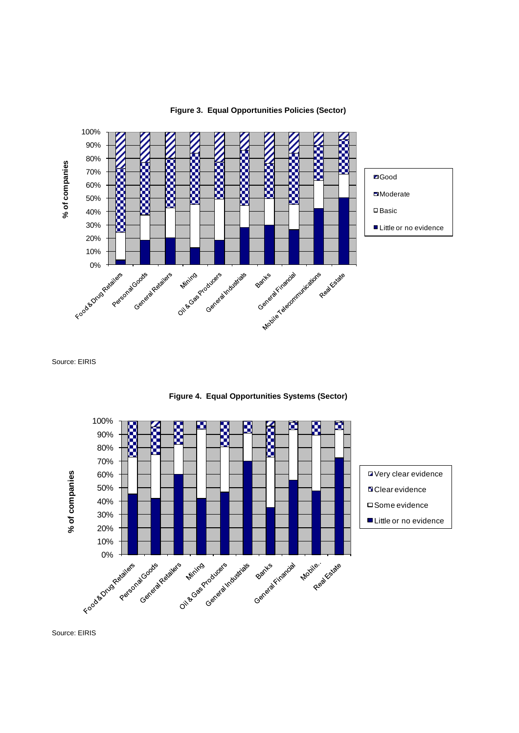**Figure 3. Equal Opportunities Policies (Sector)**

Source: EIRIS

**Figure 4. Equal Opportunities Systems (Sector)**

Source: EIRIS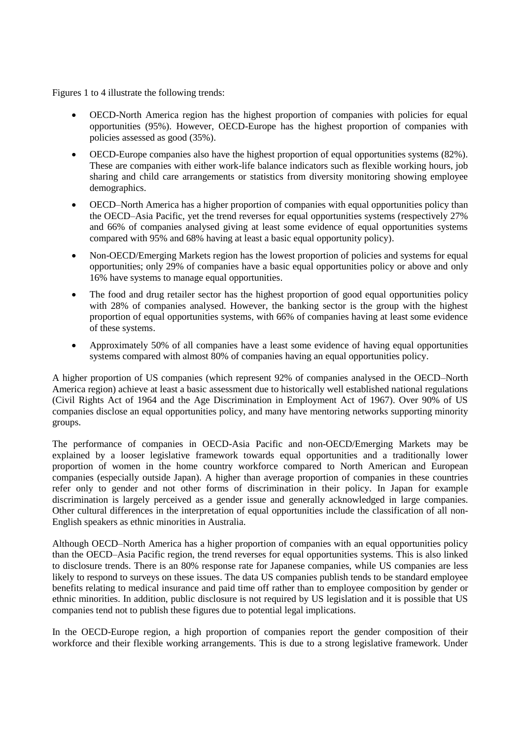Figures 1 to 4 illustrate the following trends:

- OECD-North America region has the highest proportion of companies with policies for equal opportunities (95%). However, OECD-Europe has the highest proportion of companies with policies assessed as good (35%).
- OECD-Europe companies also have the highest proportion of equal opportunities systems (82%). These are companies with either work-life balance indicators such as flexible working hours, job sharing and child care arrangements or statistics from diversity monitoring showing employee demographics.
- OECD–North America has a higher proportion of companies with equal opportunities policy than the OECD–Asia Pacific, yet the trend reverses for equal opportunities systems (respectively 27% and 66% of companies analysed giving at least some evidence of equal opportunities systems compared with 95% and 68% having at least a basic equal opportunity policy).
- Non-OECD/Emerging Markets region has the lowest proportion of policies and systems for equal opportunities; only 29% of companies have a basic equal opportunities policy or above and only 16% have systems to manage equal opportunities.
- The food and drug retailer sector has the highest proportion of good equal opportunities policy with 28% of companies analysed. However, the banking sector is the group with the highest proportion of equal opportunities systems, with 66% of companies having at least some evidence of these systems.
- Approximately 50% of all companies have a least some evidence of having equal opportunities systems compared with almost 80% of companies having an equal opportunities policy.

A higher proportion of US companies (which represent 92% of companies analysed in the OECD–North America region) achieve at least a basic assessment due to historically well established national regulations (Civil Rights Act of 1964 and the Age Discrimination in Employment Act of 1967). Over 90% of US companies disclose an equal opportunities policy, and many have mentoring networks supporting minority groups.

The performance of companies in OECD-Asia Pacific and non-OECD/Emerging Markets may be explained by a looser legislative framework towards equal opportunities and a traditionally lower proportion of women in the home country workforce compared to North American and European companies (especially outside Japan). A higher than average proportion of companies in these countries refer only to gender and not other forms of discrimination in their policy. In Japan for example discrimination is largely perceived as a gender issue and generally acknowledged in large companies. Other cultural differences in the interpretation of equal opportunities include the classification of all non-English speakers as ethnic minorities in Australia.

Although OECD–North America has a higher proportion of companies with an equal opportunities policy than the OECD–Asia Pacific region, the trend reverses for equal opportunities systems. This is also linked to disclosure trends. There is an 80% response rate for Japanese companies, while US companies are less likely to respond to surveys on these issues. The data US companies publish tends to be standard employee benefits relating to medical insurance and paid time off rather than to employee composition by gender or ethnic minorities. In addition, public disclosure is not required by US legislation and it is possible that US companies tend not to publish these figures due to potential legal implications.

In the OECD-Europe region, a high proportion of companies report the gender composition of their workforce and their flexible working arrangements. This is due to a strong legislative framework. Under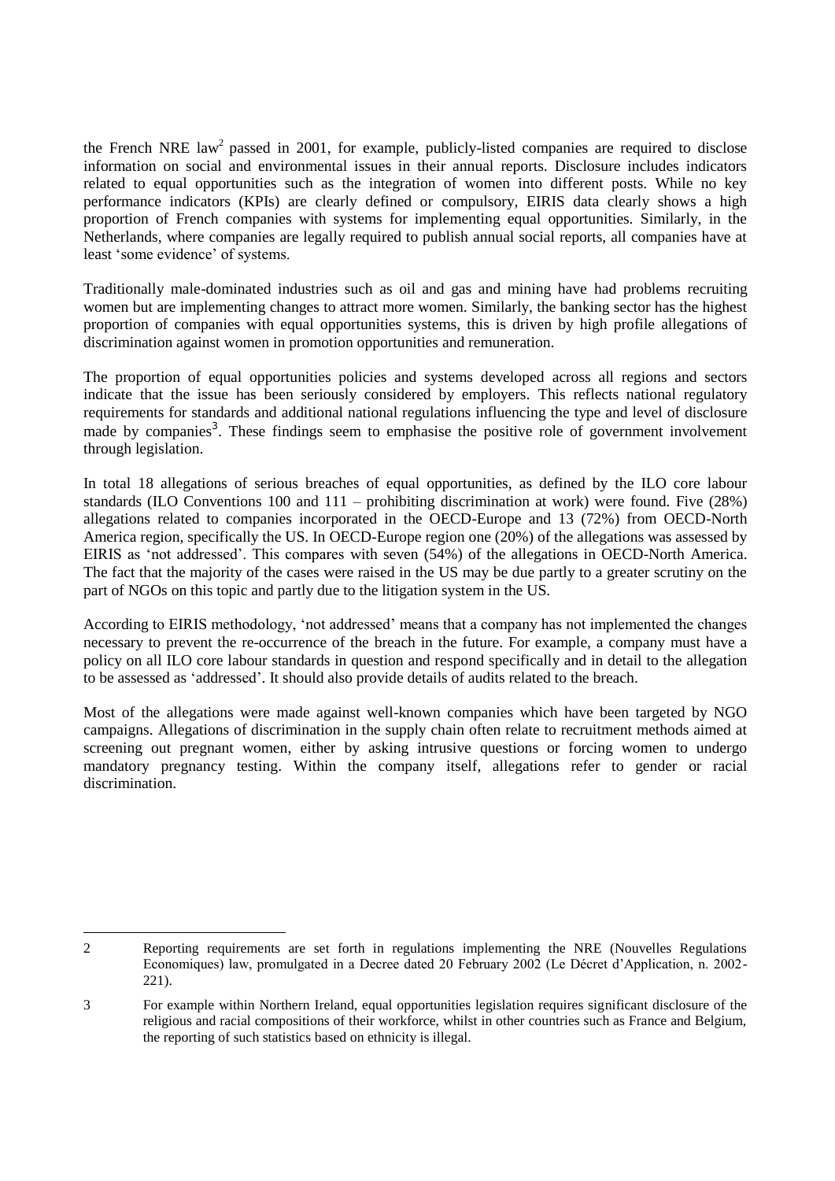the French NRE law[2] passed in 2001, for example, publicly-listed companies are required to disclose information on social and environmental issues in their annual reports. Disclosure includes indicators related to equal opportunities such as the integration of women into different posts. While no key performance indicators (KPIs) are clearly defined or compulsory, EIRIS data clearly shows a high proportion of French companies with systems for implementing equal opportunities. Similarly, in the Netherlands, where companies are legally required to publish annual social reports, all companies have at least 'some evidence' of systems.

Traditionally male-dominated industries such as oil and gas and mining have had problems recruiting women but are implementing changes to attract more women. Similarly, the banking sector has the highest proportion of companies with equal opportunities systems, this is driven by high profile allegations of discrimination against women in promotion opportunities and remuneration.

The proportion of equal opportunities policies and systems developed across all regions and sectors indicate that the issue has been seriously considered by employers. This reflects national regulatory requirements for standards and additional national regulations influencing the type and level of disclosure made by companies[3]. These findings seem to emphasise the positive role of government involvement through legislation.

In total 18 allegations of serious breaches of equal opportunities, as defined by the ILO core labour standards (ILO Conventions 100 and 111 – prohibiting discrimination at work) were found. Five (28%) allegations related to companies incorporated in the OECD-Europe and 13 (72%) from OECD-North America region, specifically the US. In OECD-Europe region one (20%) of the allegations was assessed by EIRIS as 'not addressed'. This compares with seven (54%) of the allegations in OECD-North America. The fact that the majority of the cases were raised in the US may be due partly to a greater scrutiny on the part of NGOs on this topic and partly due to the litigation system in the US.

According to EIRIS methodology, 'not addressed' means that a company has not implemented the changes necessary to prevent the re-occurrence of the breach in the future. For example, a company must have a policy on all ILO core labour standards in question and respond specifically and in detail to the allegation to be assessed as 'addressed'. It should also provide details of audits related to the breach.

Most of the allegations were made against well-known companies which have been targeted by NGO campaigns. Allegations of discrimination in the supply chain often relate to recruitment methods aimed at screening out pregnant women, either by asking intrusive questions or forcing women to undergo mandatory pregnancy testing. Within the company itself, allegations refer to gender or racial discrimination.

---

2 Reporting requirements are set forth in regulations implementing the NRE (Nouvelles Regulations Economiques) law, promulgated in a Decree dated 20 February 2002 (Le Décret d'Application, n. 2002-221).

3 For example within Northern Ireland, equal opportunities legislation requires significant disclosure of the religious and racial compositions of their workforce, whilst in other countries such as France and Belgium, the reporting of such statistics based on ethnicity is illegal.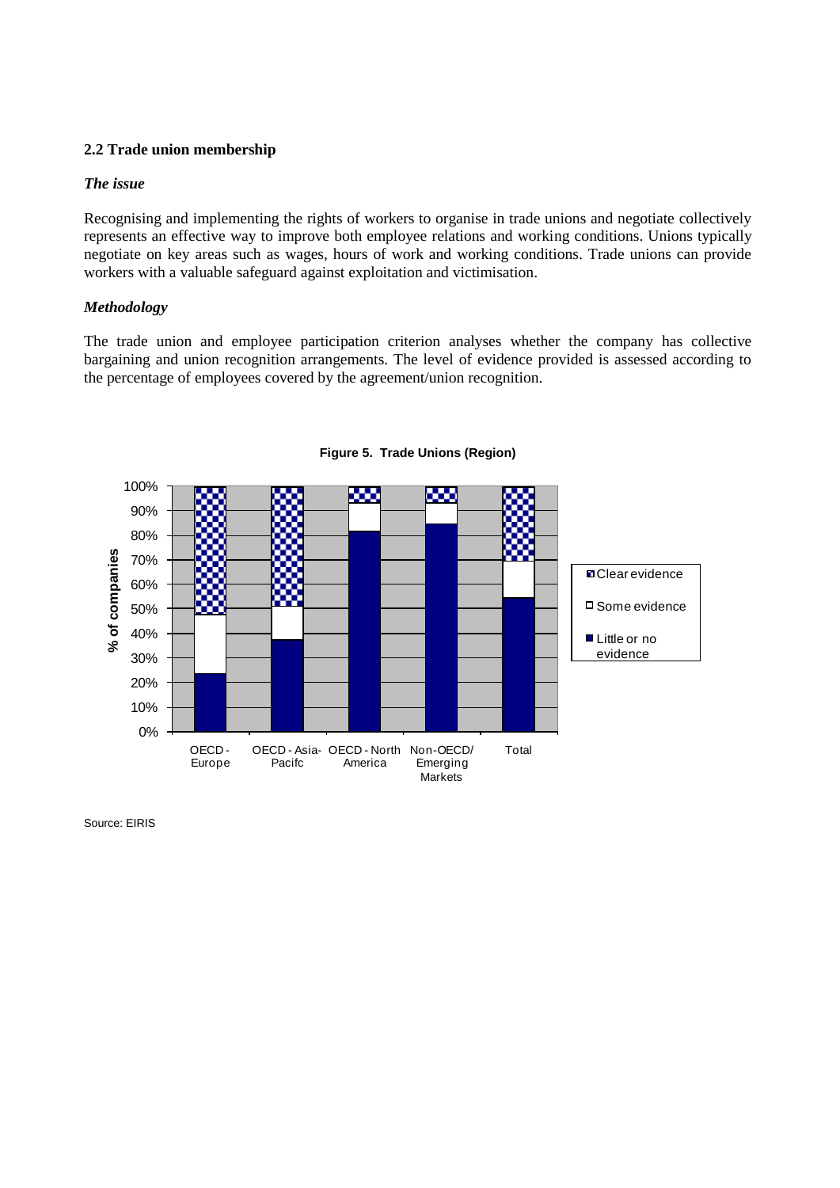### 2.2 Trade union membership

#### *The issue*

Recognising and implementing the rights of workers to organise in trade unions and negotiate collectively represents an effective way to improve both employee relations and working conditions. Unions typically negotiate on key areas such as wages, hours of work and working conditions. Trade unions can provide workers with a valuable safeguard against exploitation and victimisation.

#### *Methodology*

The trade union and employee participation criterion analyses whether the company has collective bargaining and union recognition arrangements. The level of evidence provided is assessed according to the percentage of employees covered by the agreement/union recognition.

**Figure 5. Trade Unions (Region)**

Source: EIRIS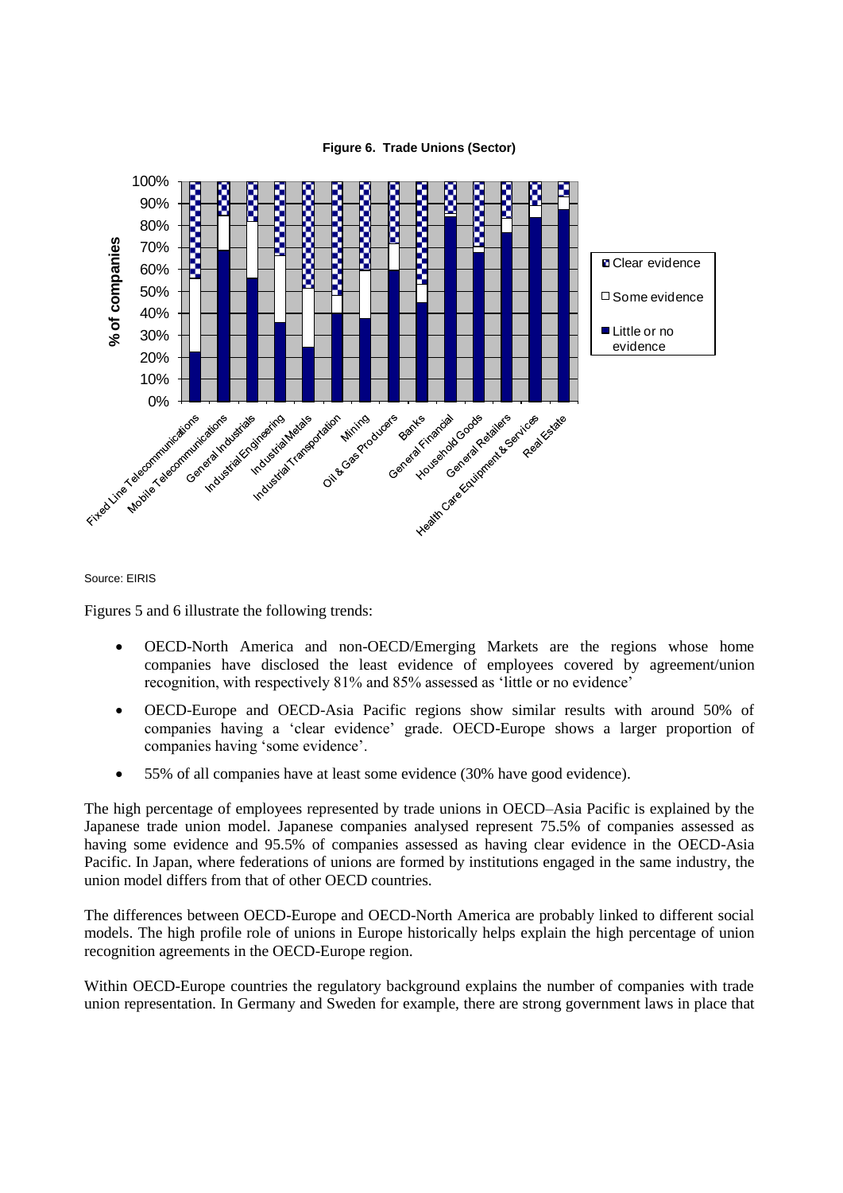**Figure 6. Trade Unions (Sector)**

Source: EIRIS

Figures 5 and 6 illustrate the following trends:

- OECD-North America and non-OECD/Emerging Markets are the regions whose home companies have disclosed the least evidence of employees covered by agreement/union recognition, with respectively 81% and 85% assessed as 'little or no evidence'
- OECD-Europe and OECD-Asia Pacific regions show similar results with around 50% of companies having a 'clear evidence' grade. OECD-Europe shows a larger proportion of companies having 'some evidence'.
- 55% of all companies have at least some evidence (30% have good evidence).

The high percentage of employees represented by trade unions in OECD–Asia Pacific is explained by the Japanese trade union model. Japanese companies analysed represent 75.5% of companies assessed as having some evidence and 95.5% of companies assessed as having clear evidence in the OECD-Asia Pacific. In Japan, where federations of unions are formed by institutions engaged in the same industry, the union model differs from that of other OECD countries.

The differences between OECD-Europe and OECD-North America are probably linked to different social models. The high profile role of unions in Europe historically helps explain the high percentage of union recognition agreements in the OECD-Europe region.

Within OECD-Europe countries the regulatory background explains the number of companies with trade union representation. In Germany and Sweden for example, there are strong government laws in place that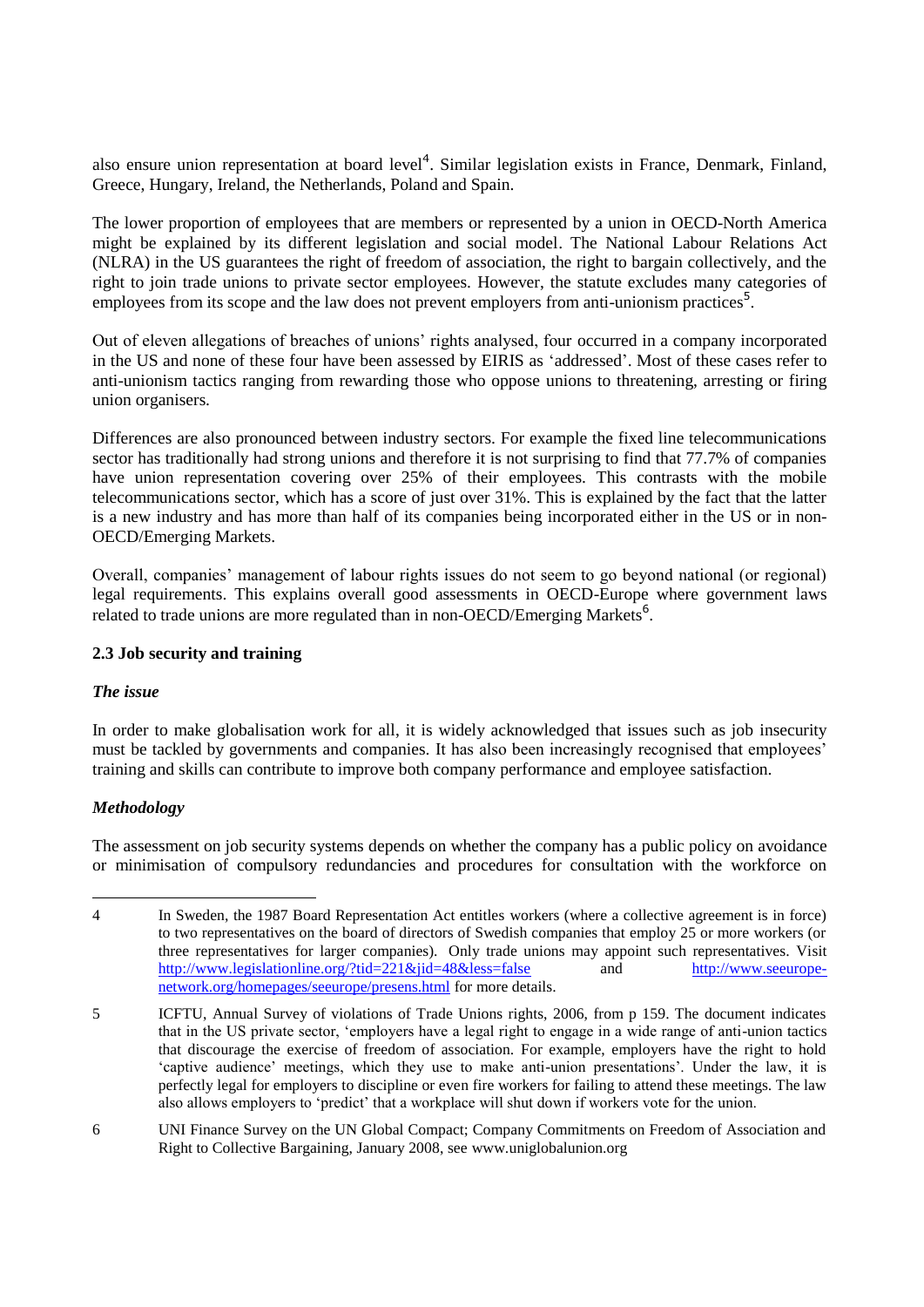also ensure union representation at board level[4]. Similar legislation exists in France, Denmark, Finland, Greece, Hungary, Ireland, the Netherlands, Poland and Spain.

The lower proportion of employees that are members or represented by a union in OECD-North America might be explained by its different legislation and social model. The National Labour Relations Act (NLRA) in the US guarantees the right of freedom of association, the right to bargain collectively, and the right to join trade unions to private sector employees. However, the statute excludes many categories of employees from its scope and the law does not prevent employers from anti-unionism practices[5].

Out of eleven allegations of breaches of unions' rights analysed, four occurred in a company incorporated in the US and none of these four have been assessed by EIRIS as 'addressed'. Most of these cases refer to anti-unionism tactics ranging from rewarding those who oppose unions to threatening, arresting or firing union organisers.

Differences are also pronounced between industry sectors. For example the fixed line telecommunications sector has traditionally had strong unions and therefore it is not surprising to find that 77.7% of companies have union representation covering over 25% of their employees. This contrasts with the mobile telecommunications sector, which has a score of just over 31%. This is explained by the fact that the latter is a new industry and has more than half of its companies being incorporated either in the US or in non-OECD/Emerging Markets.

Overall, companies' management of labour rights issues do not seem to go beyond national (or regional) legal requirements. This explains overall good assessments in OECD-Europe where government laws related to trade unions are more regulated than in non-OECD/Emerging Markets[6].

### 2.3 Job security and training

#### *The issue*

In order to make globalisation work for all, it is widely acknowledged that issues such as job insecurity must be tackled by governments and companies. It has also been increasingly recognised that employees' training and skills can contribute to improve both company performance and employee satisfaction.

#### *Methodology*

The assessment on job security systems depends on whether the company has a public policy on avoidance or minimisation of compulsory redundancies and procedures for consultation with the workforce on

---

4 In Sweden, the 1987 Board Representation Act entitles workers (where a collective agreement is in force) to two representatives on the board of directors of Swedish companies that employ 25 or more workers (or three representatives for larger companies). Only trade unions may appoint such representatives. Visit http://www.legislationline.org/?tid=221&jid=48&less=false and http://www.seeurope-network.org/homepages/seeurope/presens.html for more details.

5 ICFTU, Annual Survey of violations of Trade Unions rights, 2006, from p 159. The document indicates that in the US private sector, 'employers have a legal right to engage in a wide range of anti-union tactics that discourage the exercise of freedom of association. For example, employers have the right to hold 'captive audience' meetings, which they use to make anti-union presentations'. Under the law, it is perfectly legal for employers to discipline or even fire workers for failing to attend these meetings. The law also allows employers to 'predict' that a workplace will shut down if workers vote for the union.

6 UNI Finance Survey on the UN Global Compact; Company Commitments on Freedom of Association and Right to Collective Bargaining, January 2008, see www.uniglobalunion.org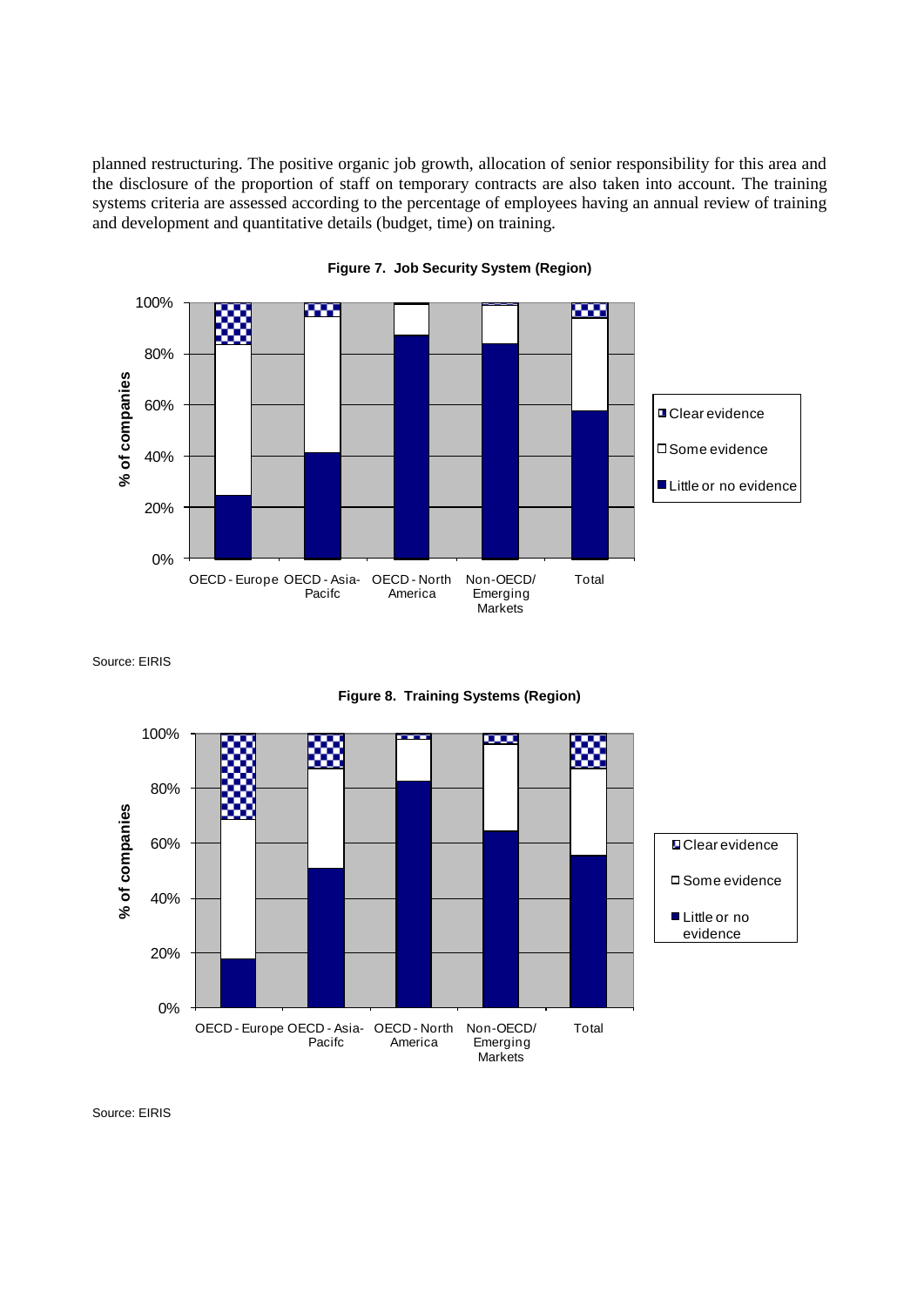planned restructuring. The positive organic job growth, allocation of senior responsibility for this area and the disclosure of the proportion of staff on temporary contracts are also taken into account. The training systems criteria are assessed according to the percentage of employees having an annual review of training and development and quantitative details (budget, time) on training.

**Figure 7. Job Security System (Region)**

Source: EIRIS

**Figure 8. Training Systems (Region)**

Source: EIRIS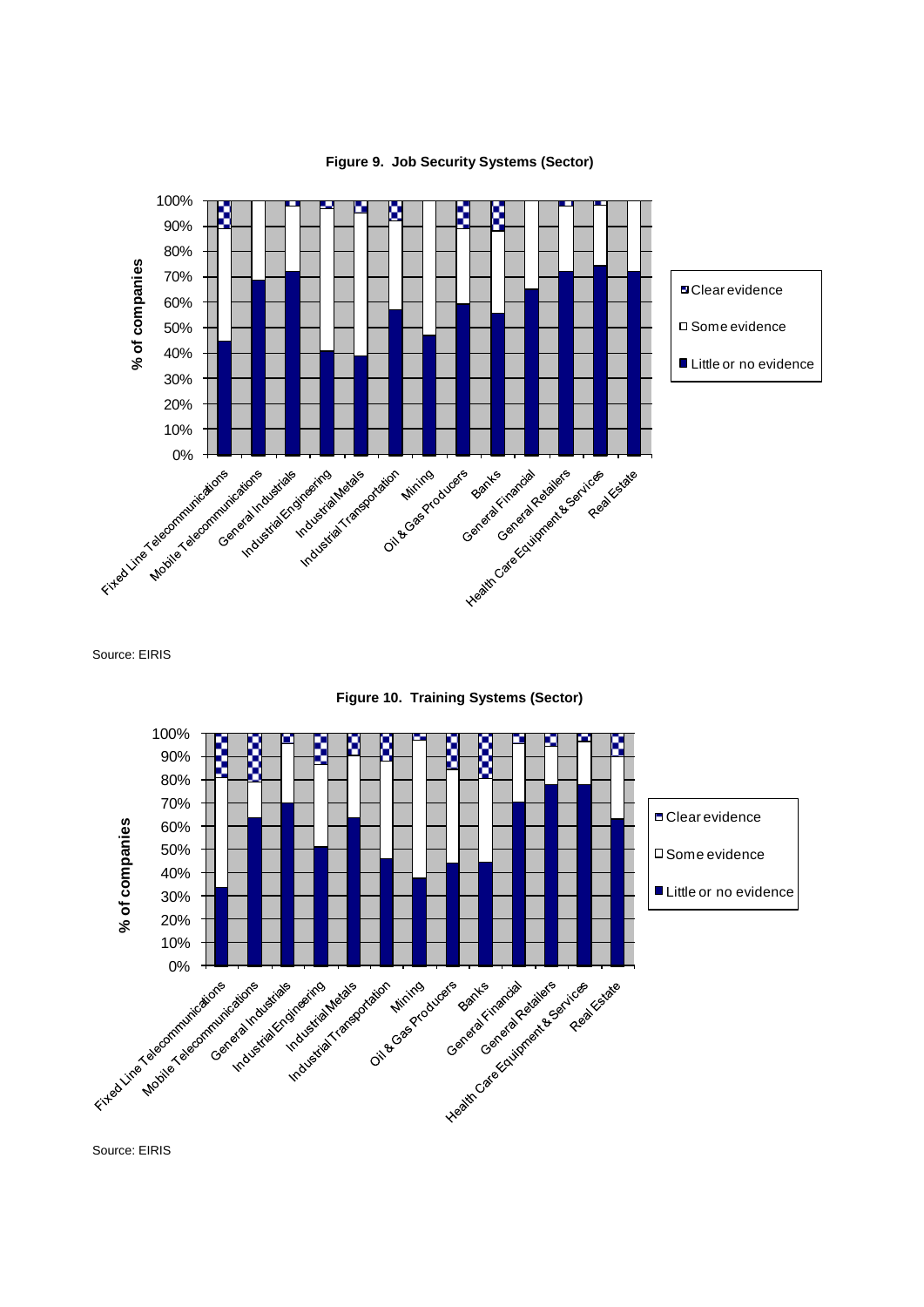**Figure 9. Job Security Systems (Sector)**

Source: EIRIS

**Figure 10. Training Systems (Sector)**

Source: EIRIS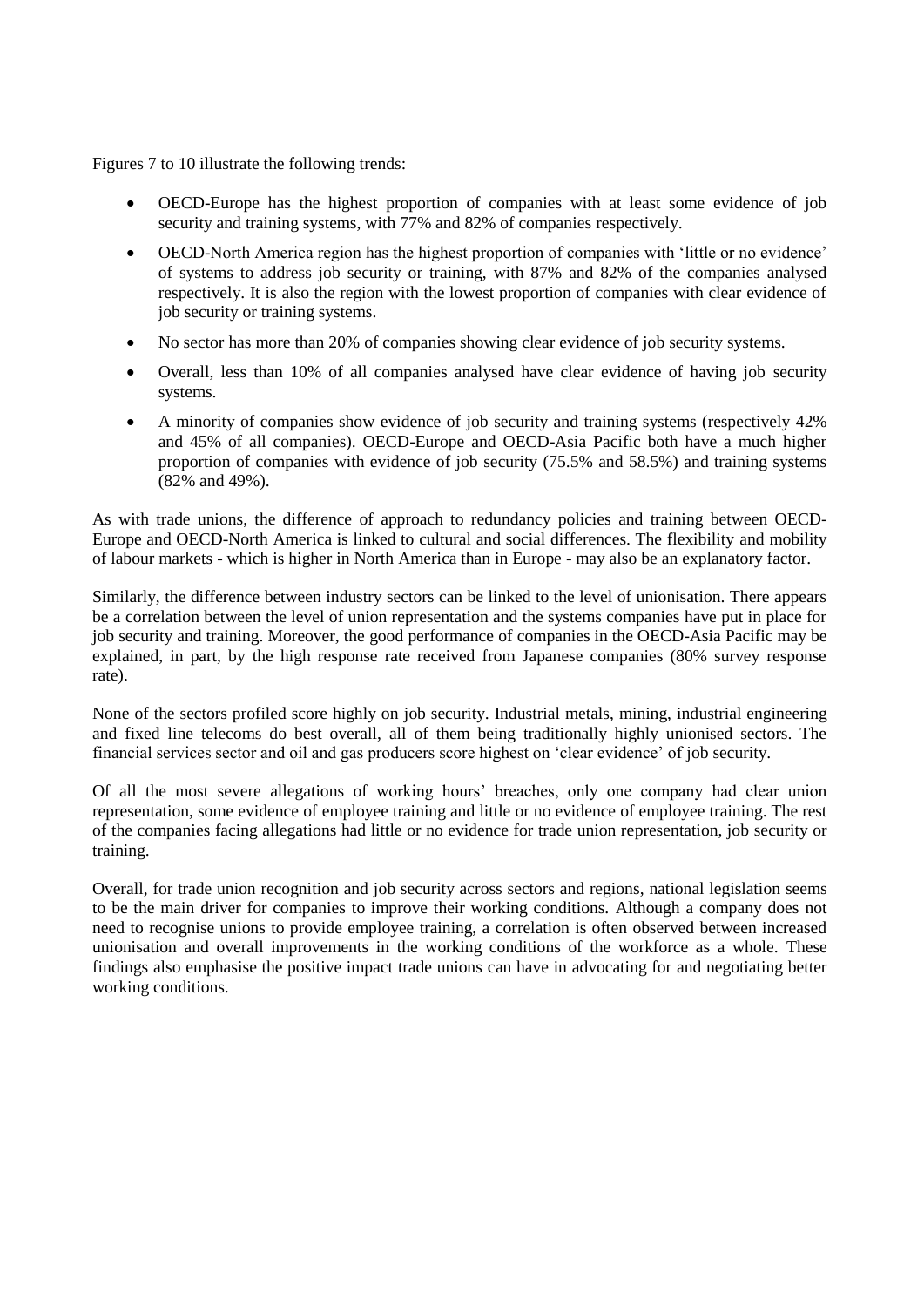Figures 7 to 10 illustrate the following trends:

- OECD-Europe has the highest proportion of companies with at least some evidence of job security and training systems, with 77% and 82% of companies respectively.
- OECD-North America region has the highest proportion of companies with 'little or no evidence' of systems to address job security or training, with 87% and 82% of the companies analysed respectively. It is also the region with the lowest proportion of companies with clear evidence of job security or training systems.
- No sector has more than 20% of companies showing clear evidence of job security systems.
- Overall, less than 10% of all companies analysed have clear evidence of having job security systems.
- A minority of companies show evidence of job security and training systems (respectively 42% and 45% of all companies). OECD-Europe and OECD-Asia Pacific both have a much higher proportion of companies with evidence of job security (75.5% and 58.5%) and training systems (82% and 49%).

As with trade unions, the difference of approach to redundancy policies and training between OECD-Europe and OECD-North America is linked to cultural and social differences. The flexibility and mobility of labour markets - which is higher in North America than in Europe - may also be an explanatory factor.

Similarly, the difference between industry sectors can be linked to the level of unionisation. There appears be a correlation between the level of union representation and the systems companies have put in place for job security and training. Moreover, the good performance of companies in the OECD-Asia Pacific may be explained, in part, by the high response rate received from Japanese companies (80% survey response rate).

None of the sectors profiled score highly on job security. Industrial metals, mining, industrial engineering and fixed line telecoms do best overall, all of them being traditionally highly unionised sectors. The financial services sector and oil and gas producers score highest on 'clear evidence' of job security.

Of all the most severe allegations of working hours' breaches, only one company had clear union representation, some evidence of employee training and little or no evidence of employee training. The rest of the companies facing allegations had little or no evidence for trade union representation, job security or training.

Overall, for trade union recognition and job security across sectors and regions, national legislation seems to be the main driver for companies to improve their working conditions. Although a company does not need to recognise unions to provide employee training, a correlation is often observed between increased unionisation and overall improvements in the working conditions of the workforce as a whole. These findings also emphasise the positive impact trade unions can have in advocating for and negotiating better working conditions.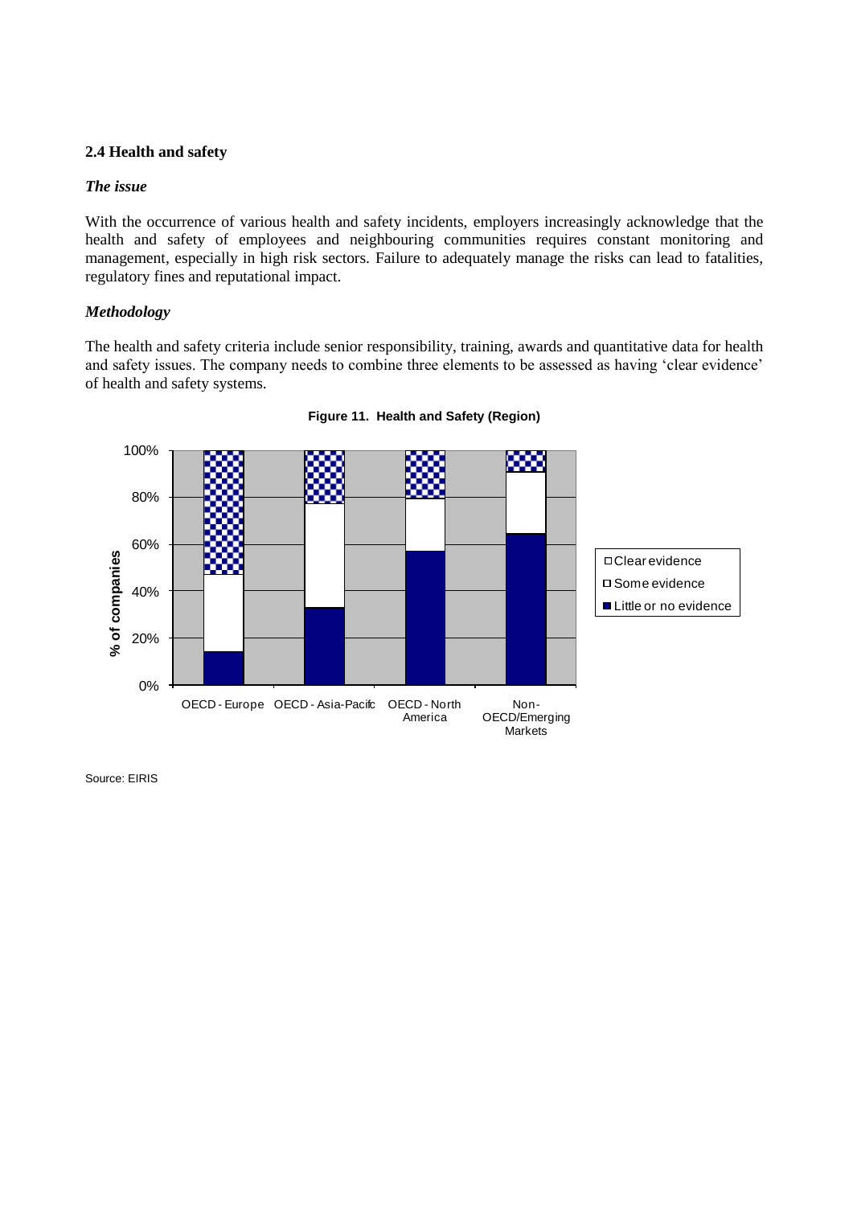### 2.4 Health and safety

#### *The issue*

With the occurrence of various health and safety incidents, employers increasingly acknowledge that the health and safety of employees and neighbouring communities requires constant monitoring and management, especially in high risk sectors. Failure to adequately manage the risks can lead to fatalities, regulatory fines and reputational impact.

#### *Methodology*

The health and safety criteria include senior responsibility, training, awards and quantitative data for health and safety issues. The company needs to combine three elements to be assessed as having 'clear evidence' of health and safety systems.

**Figure 11. Health and Safety (Region)**

Source: EIRIS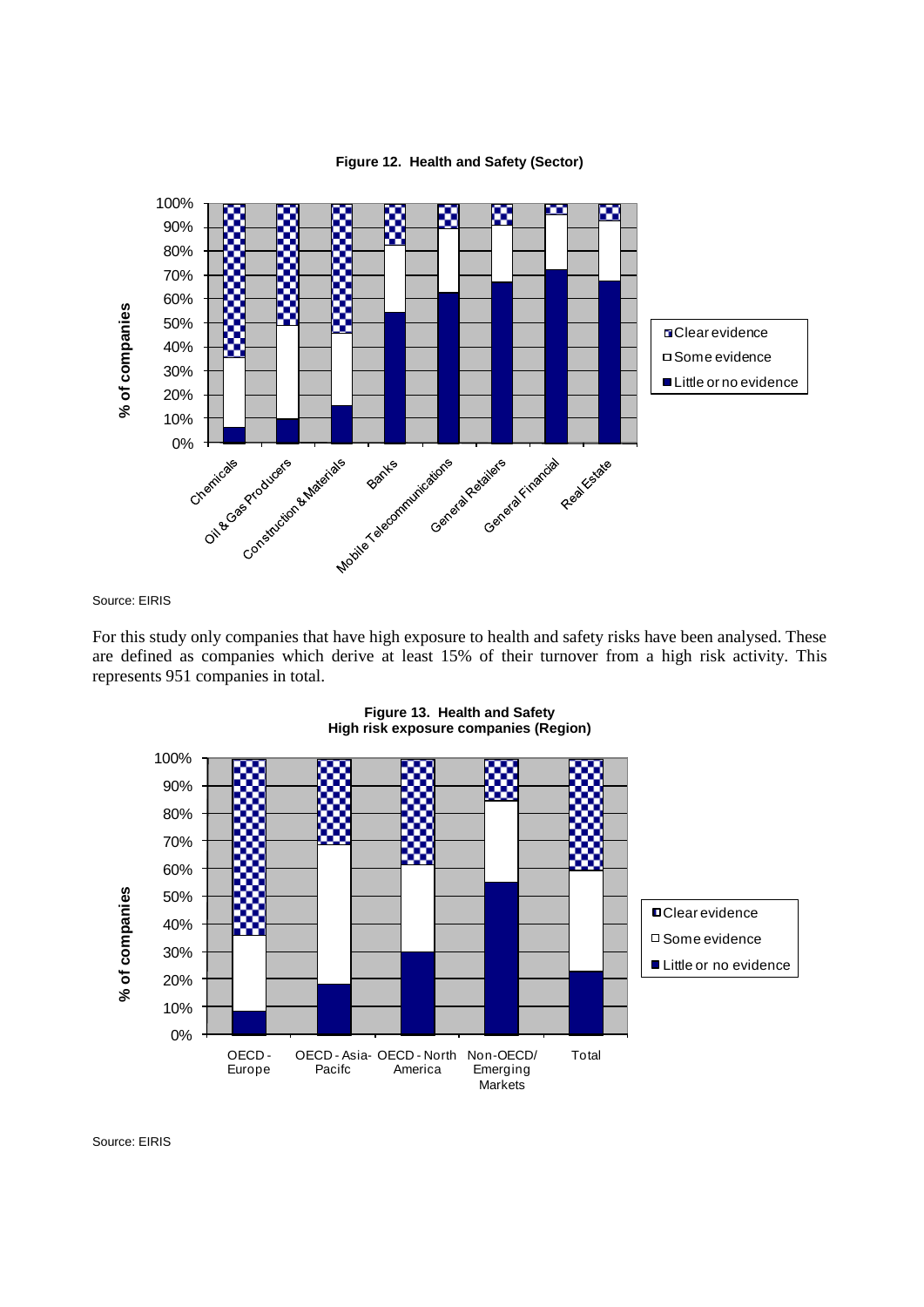**Figure 12. Health and Safety (Sector)**

Source: EIRIS

For this study only companies that have high exposure to health and safety risks have been analysed. These are defined as companies which derive at least 15% of their turnover from a high risk activity. This represents 951 companies in total.

**Figure 13. Health and Safety High risk exposure companies (Region)**

Source: EIRIS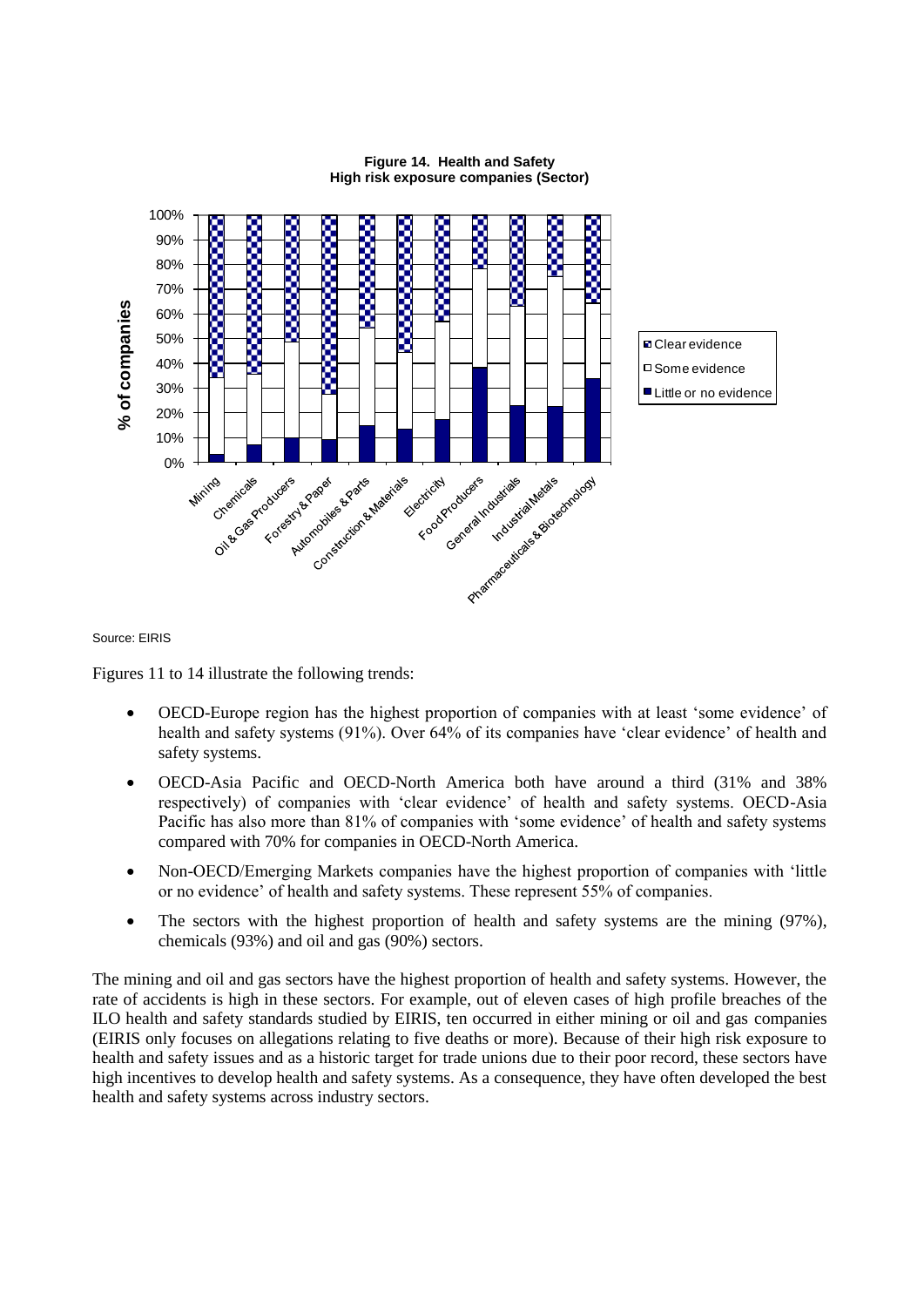**Figure 14. Health and Safety**
**High risk exposure companies (Sector)**

Source: EIRIS

Figures 11 to 14 illustrate the following trends:

- OECD-Europe region has the highest proportion of companies with at least 'some evidence' of health and safety systems (91%). Over 64% of its companies have 'clear evidence' of health and safety systems.
- OECD-Asia Pacific and OECD-North America both have around a third (31% and 38% respectively) of companies with 'clear evidence' of health and safety systems. OECD-Asia Pacific has also more than 81% of companies with 'some evidence' of health and safety systems compared with 70% for companies in OECD-North America.
- Non-OECD/Emerging Markets companies have the highest proportion of companies with 'little or no evidence' of health and safety systems. These represent 55% of companies.
- The sectors with the highest proportion of health and safety systems are the mining (97%), chemicals (93%) and oil and gas (90%) sectors.

The mining and oil and gas sectors have the highest proportion of health and safety systems. However, the rate of accidents is high in these sectors. For example, out of eleven cases of high profile breaches of the ILO health and safety standards studied by EIRIS, ten occurred in either mining or oil and gas companies (EIRIS only focuses on allegations relating to five deaths or more). Because of their high risk exposure to health and safety issues and as a historic target for trade unions due to their poor record, these sectors have high incentives to develop health and safety systems. As a consequence, they have often developed the best health and safety systems across industry sectors.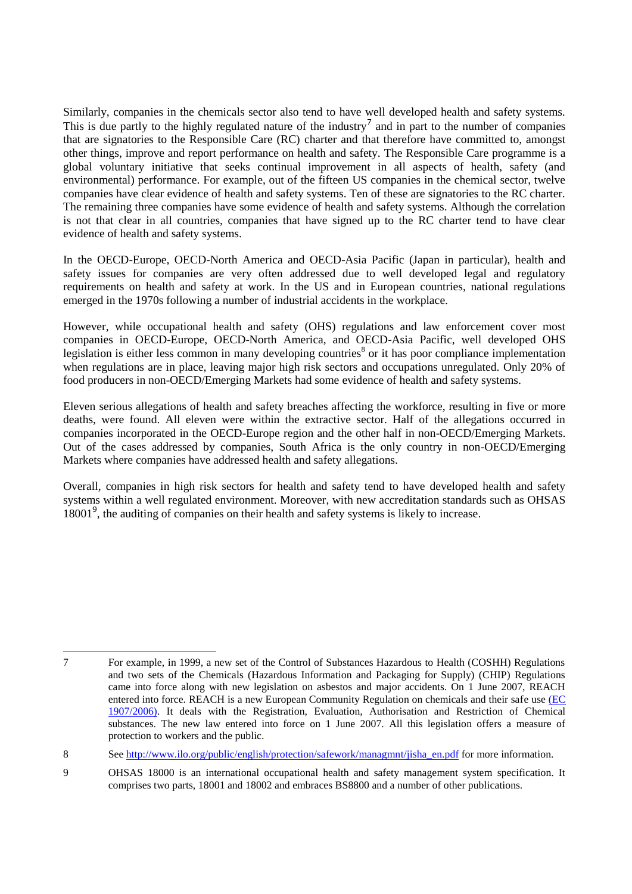Similarly, companies in the chemicals sector also tend to have well developed health and safety systems. This is due partly to the highly regulated nature of the industry[7] and in part to the number of companies that are signatories to the Responsible Care (RC) charter and that therefore have committed to, amongst other things, improve and report performance on health and safety. The Responsible Care programme is a global voluntary initiative that seeks continual improvement in all aspects of health, safety (and environmental) performance. For example, out of the fifteen US companies in the chemical sector, twelve companies have clear evidence of health and safety systems. Ten of these are signatories to the RC charter. The remaining three companies have some evidence of health and safety systems. Although the correlation is not that clear in all countries, companies that have signed up to the RC charter tend to have clear evidence of health and safety systems.

In the OECD-Europe, OECD-North America and OECD-Asia Pacific (Japan in particular), health and safety issues for companies are very often addressed due to well developed legal and regulatory requirements on health and safety at work. In the US and in European countries, national regulations emerged in the 1970s following a number of industrial accidents in the workplace.

However, while occupational health and safety (OHS) regulations and law enforcement cover most companies in OECD-Europe, OECD-North America, and OECD-Asia Pacific, well developed OHS legislation is either less common in many developing countries[8] or it has poor compliance implementation when regulations are in place, leaving major high risk sectors and occupations unregulated. Only 20% of food producers in non-OECD/Emerging Markets had some evidence of health and safety systems.

Eleven serious allegations of health and safety breaches affecting the workforce, resulting in five or more deaths, were found. All eleven were within the extractive sector. Half of the allegations occurred in companies incorporated in the OECD-Europe region and the other half in non-OECD/Emerging Markets. Out of the cases addressed by companies, South Africa is the only country in non-OECD/Emerging Markets where companies have addressed health and safety allegations.

Overall, companies in high risk sectors for health and safety tend to have developed health and safety systems within a well regulated environment. Moreover, with new accreditation standards such as OHSAS 18001[9], the auditing of companies on their health and safety systems is likely to increase.

---

7 For example, in 1999, a new set of the Control of Substances Hazardous to Health (COSHH) Regulations and two sets of the Chemicals (Hazardous Information and Packaging for Supply) (CHIP) Regulations came into force along with new legislation on asbestos and major accidents. On 1 June 2007, REACH entered into force. REACH is a new European Community Regulation on chemicals and their safe use (EC 1907/2006). It deals with the Registration, Evaluation, Authorisation and Restriction of Chemical substances. The new law entered into force on 1 June 2007. All this legislation offers a measure of protection to workers and the public.

8 See http://www.ilo.org/public/english/protection/safework/managmnt/jisha_en.pdf for more information.

9 OHSAS 18000 is an international occupational health and safety management system specification. It comprises two parts, 18001 and 18002 and embraces BS8800 and a number of other publications.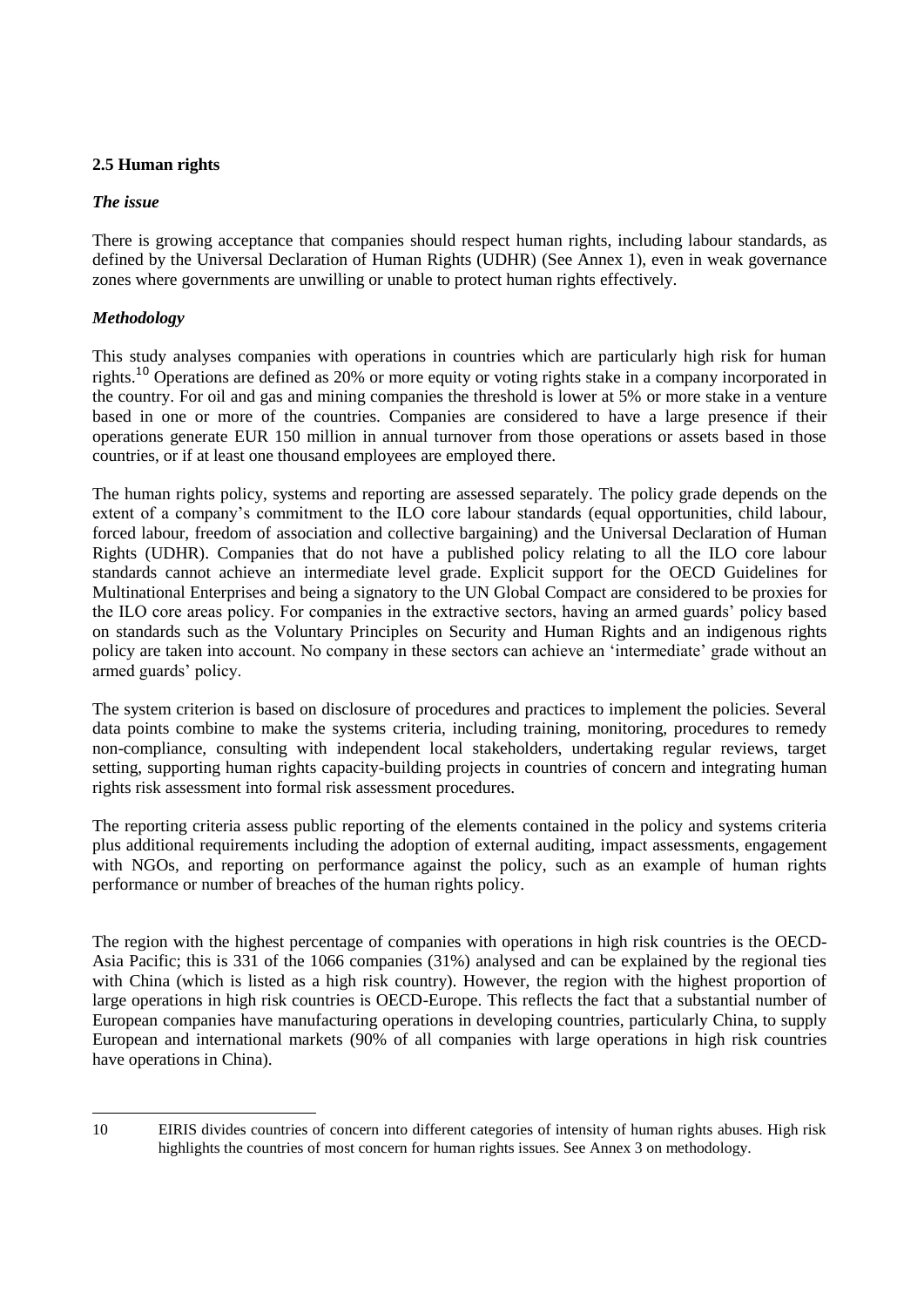## 2.5 Human rights

### *The issue*

There is growing acceptance that companies should respect human rights, including labour standards, as defined by the Universal Declaration of Human Rights (UDHR) (See Annex 1), even in weak governance zones where governments are unwilling or unable to protect human rights effectively.

### *Methodology*

This study analyses companies with operations in countries which are particularly high risk for human rights.[10] Operations are defined as 20% or more equity or voting rights stake in a company incorporated in the country. For oil and gas and mining companies the threshold is lower at 5% or more stake in a venture based in one or more of the countries. Companies are considered to have a large presence if their operations generate EUR 150 million in annual turnover from those operations or assets based in those countries, or if at least one thousand employees are employed there.

The human rights policy, systems and reporting are assessed separately. The policy grade depends on the extent of a company's commitment to the ILO core labour standards (equal opportunities, child labour, forced labour, freedom of association and collective bargaining) and the Universal Declaration of Human Rights (UDHR). Companies that do not have a published policy relating to all the ILO core labour standards cannot achieve an intermediate level grade. Explicit support for the OECD Guidelines for Multinational Enterprises and being a signatory to the UN Global Compact are considered to be proxies for the ILO core areas policy. For companies in the extractive sectors, having an armed guards' policy based on standards such as the Voluntary Principles on Security and Human Rights and an indigenous rights policy are taken into account. No company in these sectors can achieve an 'intermediate' grade without an armed guards' policy.

The system criterion is based on disclosure of procedures and practices to implement the policies. Several data points combine to make the systems criteria, including training, monitoring, procedures to remedy non-compliance, consulting with independent local stakeholders, undertaking regular reviews, target setting, supporting human rights capacity-building projects in countries of concern and integrating human rights risk assessment into formal risk assessment procedures.

The reporting criteria assess public reporting of the elements contained in the policy and systems criteria plus additional requirements including the adoption of external auditing, impact assessments, engagement with NGOs, and reporting on performance against the policy, such as an example of human rights performance or number of breaches of the human rights policy.

The region with the highest percentage of companies with operations in high risk countries is the OECD-Asia Pacific; this is 331 of the 1066 companies (31%) analysed and can be explained by the regional ties with China (which is listed as a high risk country). However, the region with the highest proportion of large operations in high risk countries is OECD-Europe. This reflects the fact that a substantial number of European companies have manufacturing operations in developing countries, particularly China, to supply European and international markets (90% of all companies with large operations in high risk countries have operations in China).

---

10 EIRIS divides countries of concern into different categories of intensity of human rights abuses. High risk highlights the countries of most concern for human rights issues. See Annex 3 on methodology.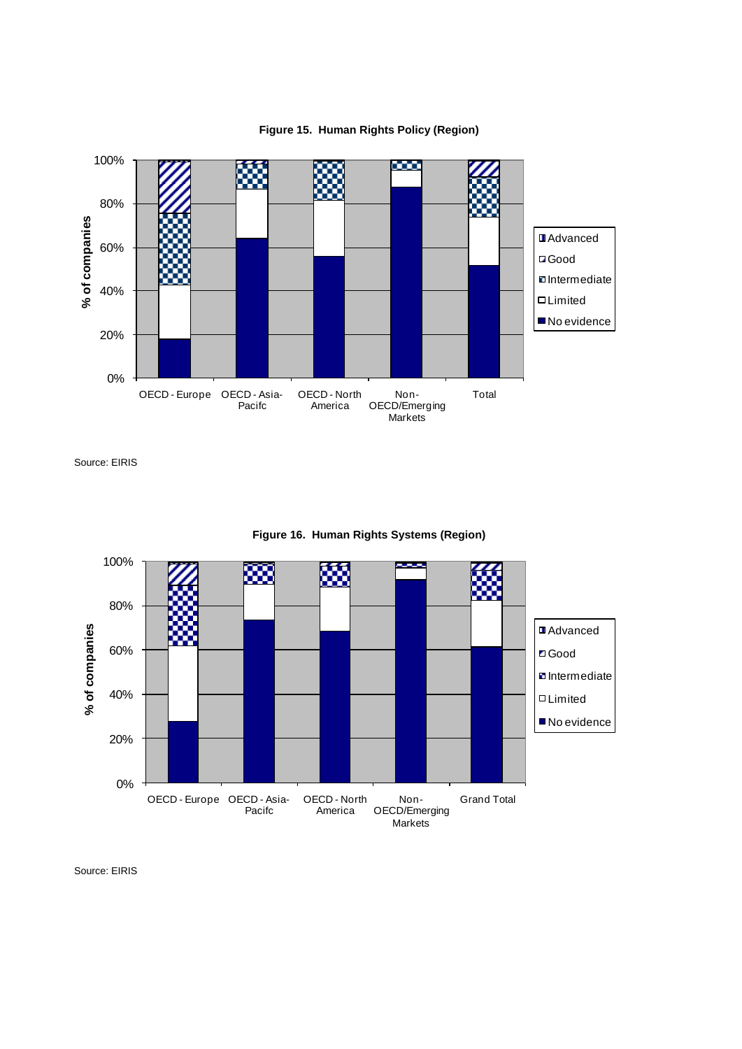**Figure 15. Human Rights Policy (Region)**

Source: EIRIS

**Figure 16. Human Rights Systems (Region)**

Source: EIRIS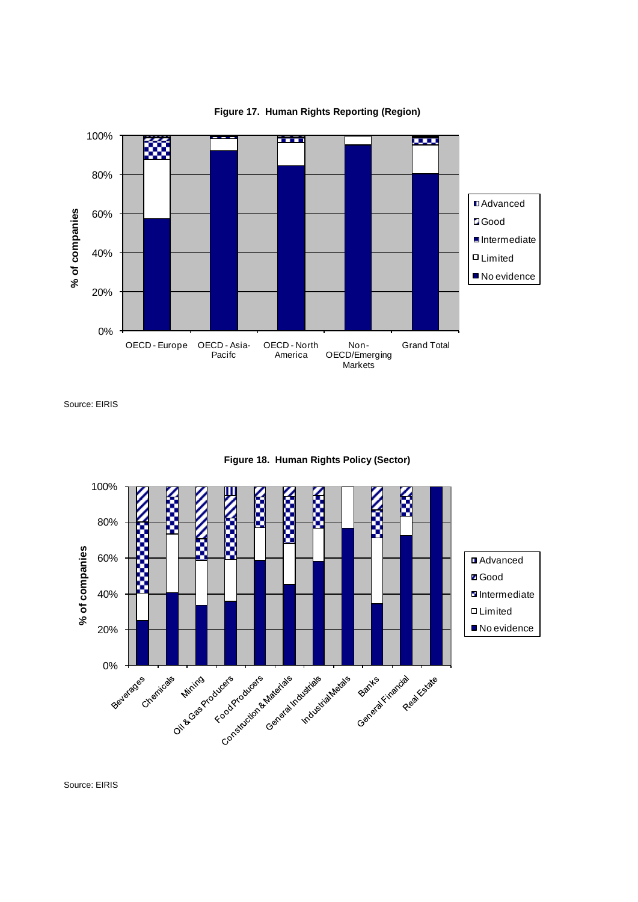**Figure 17. Human Rights Reporting (Region)**

Source: EIRIS

**Figure 18. Human Rights Policy (Sector)**

Source: EIRIS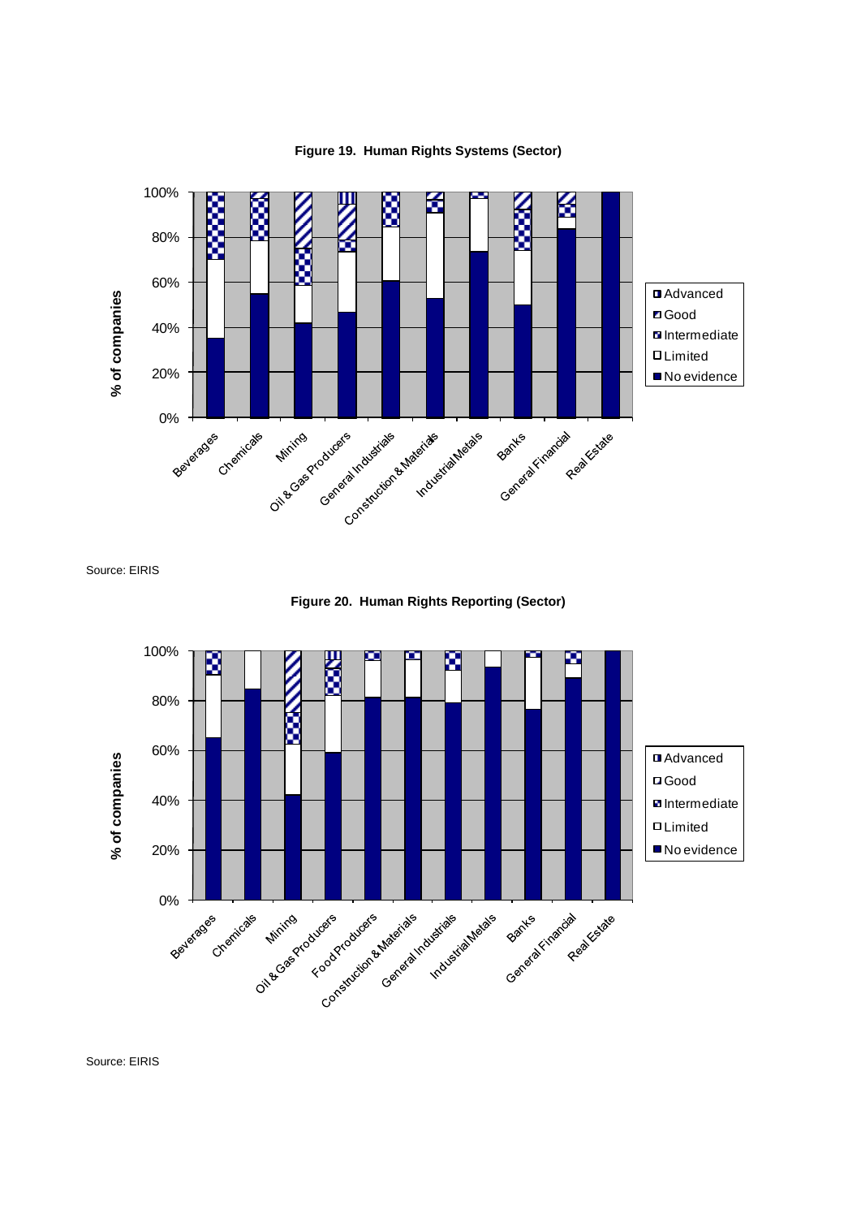**Figure 19. Human Rights Systems (Sector)**

Source: EIRIS

**Figure 20. Human Rights Reporting (Sector)**

Source: EIRIS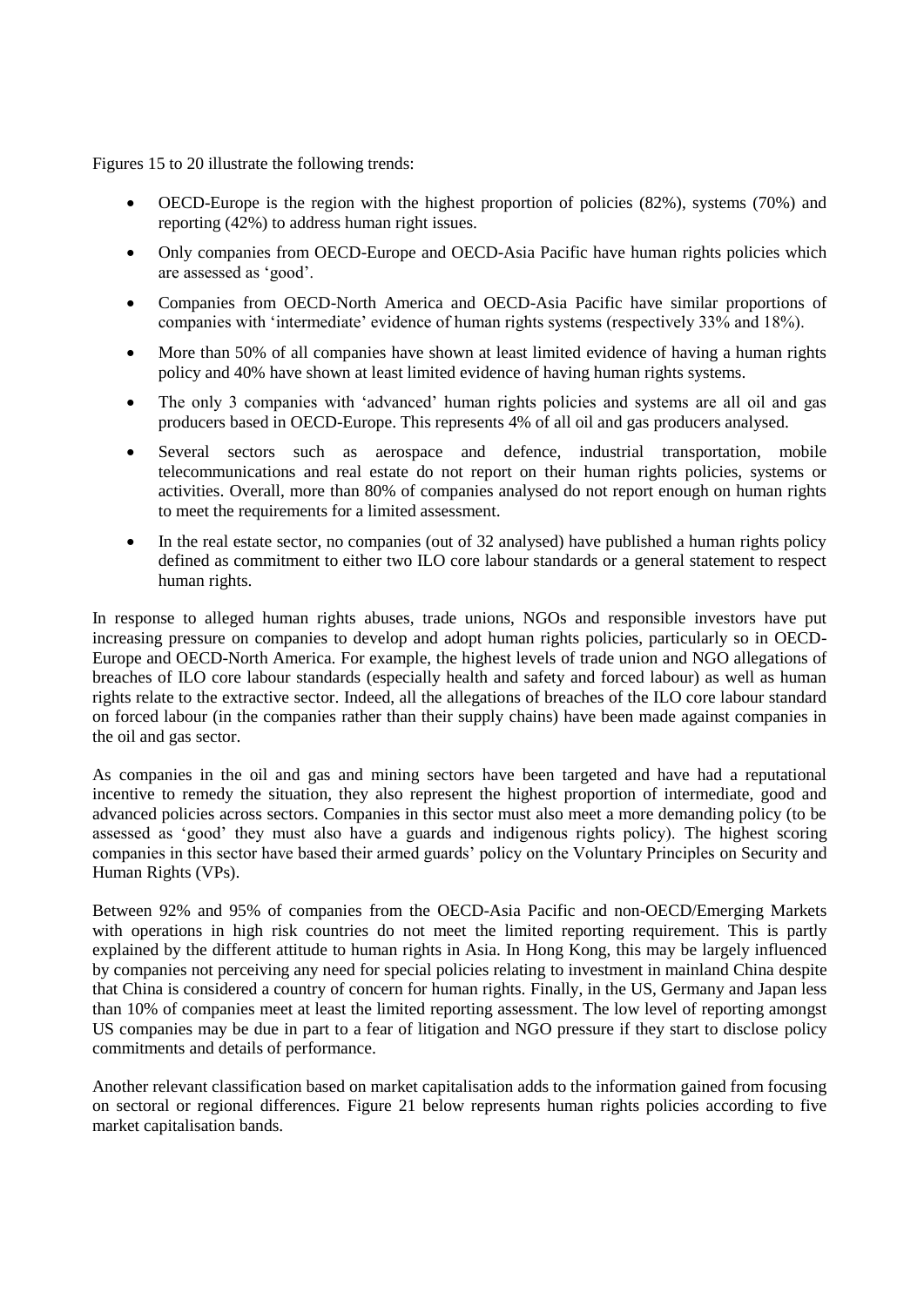Figures 15 to 20 illustrate the following trends:

- OECD-Europe is the region with the highest proportion of policies (82%), systems (70%) and reporting (42%) to address human right issues.
- Only companies from OECD-Europe and OECD-Asia Pacific have human rights policies which are assessed as 'good'.
- Companies from OECD-North America and OECD-Asia Pacific have similar proportions of companies with 'intermediate' evidence of human rights systems (respectively 33% and 18%).
- More than 50% of all companies have shown at least limited evidence of having a human rights policy and 40% have shown at least limited evidence of having human rights systems.
- The only 3 companies with 'advanced' human rights policies and systems are all oil and gas producers based in OECD-Europe. This represents 4% of all oil and gas producers analysed.
- Several sectors such as aerospace and defence, industrial transportation, mobile telecommunications and real estate do not report on their human rights policies, systems or activities. Overall, more than 80% of companies analysed do not report enough on human rights to meet the requirements for a limited assessment.
- In the real estate sector, no companies (out of 32 analysed) have published a human rights policy defined as commitment to either two ILO core labour standards or a general statement to respect human rights.

In response to alleged human rights abuses, trade unions, NGOs and responsible investors have put increasing pressure on companies to develop and adopt human rights policies, particularly so in OECD-Europe and OECD-North America. For example, the highest levels of trade union and NGO allegations of breaches of ILO core labour standards (especially health and safety and forced labour) as well as human rights relate to the extractive sector. Indeed, all the allegations of breaches of the ILO core labour standard on forced labour (in the companies rather than their supply chains) have been made against companies in the oil and gas sector.

As companies in the oil and gas and mining sectors have been targeted and have had a reputational incentive to remedy the situation, they also represent the highest proportion of intermediate, good and advanced policies across sectors. Companies in this sector must also meet a more demanding policy (to be assessed as 'good' they must also have a guards and indigenous rights policy). The highest scoring companies in this sector have based their armed guards' policy on the Voluntary Principles on Security and Human Rights (VPs).

Between 92% and 95% of companies from the OECD-Asia Pacific and non-OECD/Emerging Markets with operations in high risk countries do not meet the limited reporting requirement. This is partly explained by the different attitude to human rights in Asia. In Hong Kong, this may be largely influenced by companies not perceiving any need for special policies relating to investment in mainland China despite that China is considered a country of concern for human rights. Finally, in the US, Germany and Japan less than 10% of companies meet at least the limited reporting assessment. The low level of reporting amongst US companies may be due in part to a fear of litigation and NGO pressure if they start to disclose policy commitments and details of performance.

Another relevant classification based on market capitalisation adds to the information gained from focusing on sectoral or regional differences. Figure 21 below represents human rights policies according to five market capitalisation bands.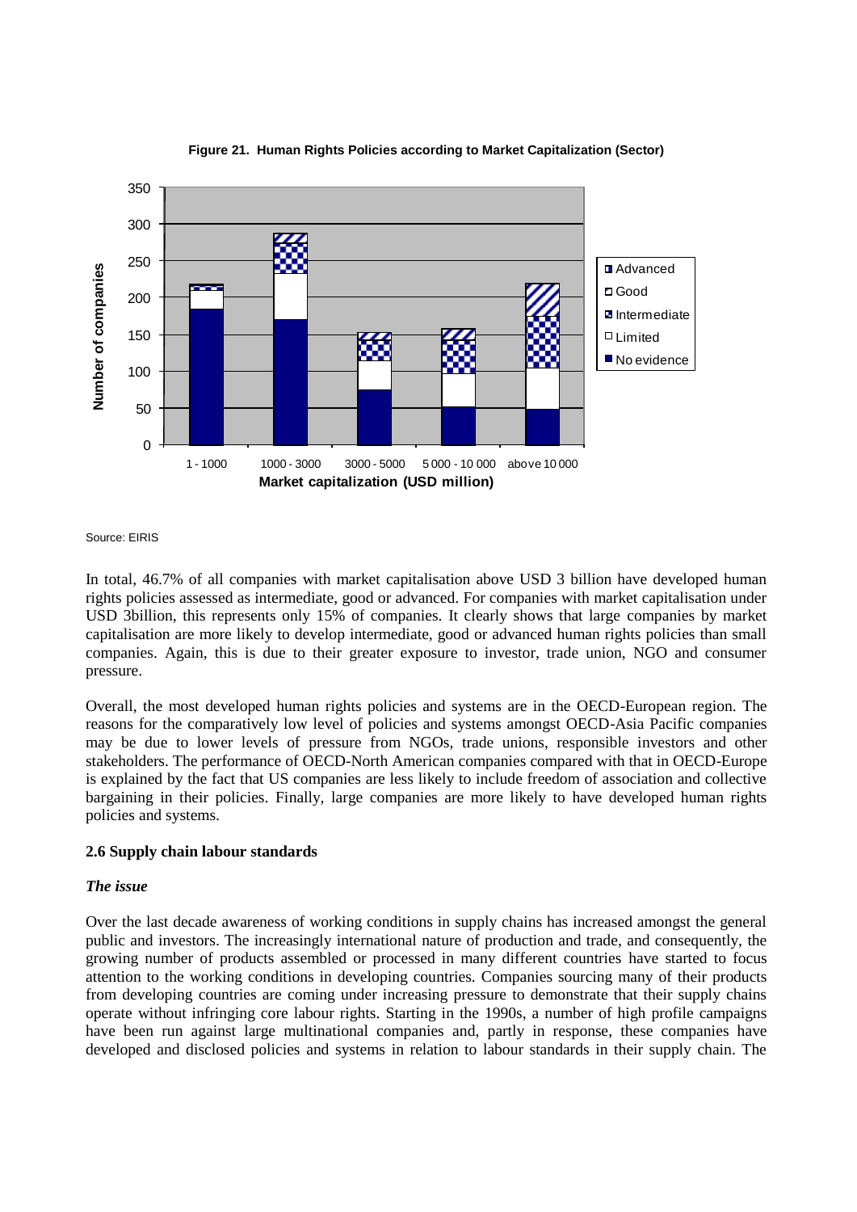**Figure 21. Human Rights Policies according to Market Capitalization (Sector)**

Source: EIRIS

In total, 46.7% of all companies with market capitalisation above USD 3 billion have developed human rights policies assessed as intermediate, good or advanced. For companies with market capitalisation under USD 3billion, this represents only 15% of companies. It clearly shows that large companies by market capitalisation are more likely to develop intermediate, good or advanced human rights policies than small companies. Again, this is due to their greater exposure to investor, trade union, NGO and consumer pressure.

Overall, the most developed human rights policies and systems are in the OECD-European region. The reasons for the comparatively low level of policies and systems amongst OECD-Asia Pacific companies may be due to lower levels of pressure from NGOs, trade unions, responsible investors and other stakeholders. The performance of OECD-North American companies compared with that in OECD-Europe is explained by the fact that US companies are less likely to include freedom of association and collective bargaining in their policies. Finally, large companies are more likely to have developed human rights policies and systems.

**2.6 Supply chain labour standards**

***The issue***

Over the last decade awareness of working conditions in supply chains has increased amongst the general public and investors. The increasingly international nature of production and trade, and consequently, the growing number of products assembled or processed in many different countries have started to focus attention to the working conditions in developing countries. Companies sourcing many of their products from developing countries are coming under increasing pressure to demonstrate that their supply chains operate without infringing core labour rights. Starting in the 1990s, a number of high profile campaigns have been run against large multinational companies and, partly in response, these companies have developed and disclosed policies and systems in relation to labour standards in their supply chain. The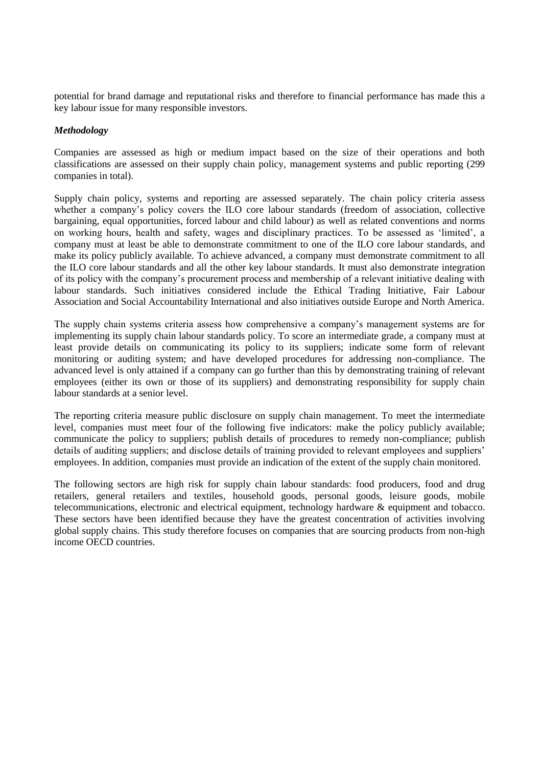potential for brand damage and reputational risks and therefore to financial performance has made this a key labour issue for many responsible investors.

### *Methodology*

Companies are assessed as high or medium impact based on the size of their operations and both classifications are assessed on their supply chain policy, management systems and public reporting (299 companies in total).

Supply chain policy, systems and reporting are assessed separately. The chain policy criteria assess whether a company's policy covers the ILO core labour standards (freedom of association, collective bargaining, equal opportunities, forced labour and child labour) as well as related conventions and norms on working hours, health and safety, wages and disciplinary practices. To be assessed as 'limited', a company must at least be able to demonstrate commitment to one of the ILO core labour standards, and make its policy publicly available. To achieve advanced, a company must demonstrate commitment to all the ILO core labour standards and all the other key labour standards. It must also demonstrate integration of its policy with the company's procurement process and membership of a relevant initiative dealing with labour standards. Such initiatives considered include the Ethical Trading Initiative, Fair Labour Association and Social Accountability International and also initiatives outside Europe and North America.

The supply chain systems criteria assess how comprehensive a company's management systems are for implementing its supply chain labour standards policy. To score an intermediate grade, a company must at least provide details on communicating its policy to its suppliers; indicate some form of relevant monitoring or auditing system; and have developed procedures for addressing non-compliance. The advanced level is only attained if a company can go further than this by demonstrating training of relevant employees (either its own or those of its suppliers) and demonstrating responsibility for supply chain labour standards at a senior level.

The reporting criteria measure public disclosure on supply chain management. To meet the intermediate level, companies must meet four of the following five indicators: make the policy publicly available; communicate the policy to suppliers; publish details of procedures to remedy non-compliance; publish details of auditing suppliers; and disclose details of training provided to relevant employees and suppliers' employees. In addition, companies must provide an indication of the extent of the supply chain monitored.

The following sectors are high risk for supply chain labour standards: food producers, food and drug retailers, general retailers and textiles, household goods, personal goods, leisure goods, mobile telecommunications, electronic and electrical equipment, technology hardware & equipment and tobacco. These sectors have been identified because they have the greatest concentration of activities involving global supply chains. This study therefore focuses on companies that are sourcing products from non-high income OECD countries.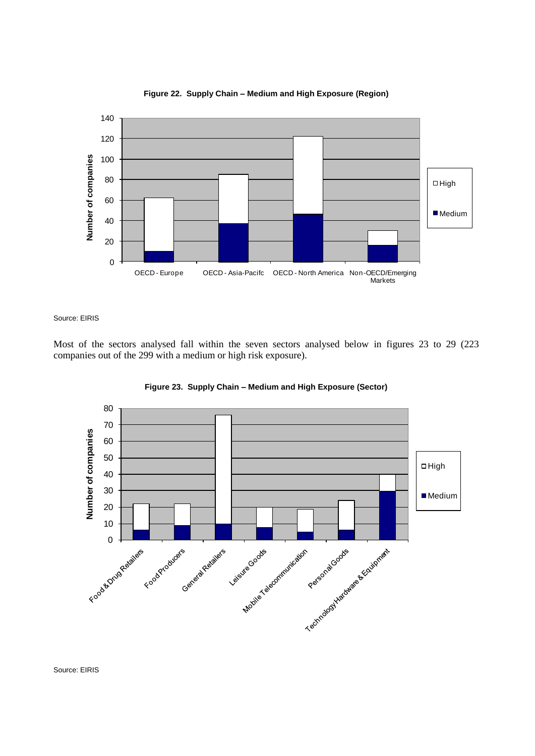**Figure 22. Supply Chain – Medium and High Exposure (Region)**

Source: EIRIS

Most of the sectors analysed fall within the seven sectors analysed below in figures 23 to 29 (223 companies out of the 299 with a medium or high risk exposure).

**Figure 23. Supply Chain – Medium and High Exposure (Sector)**

Source: EIRIS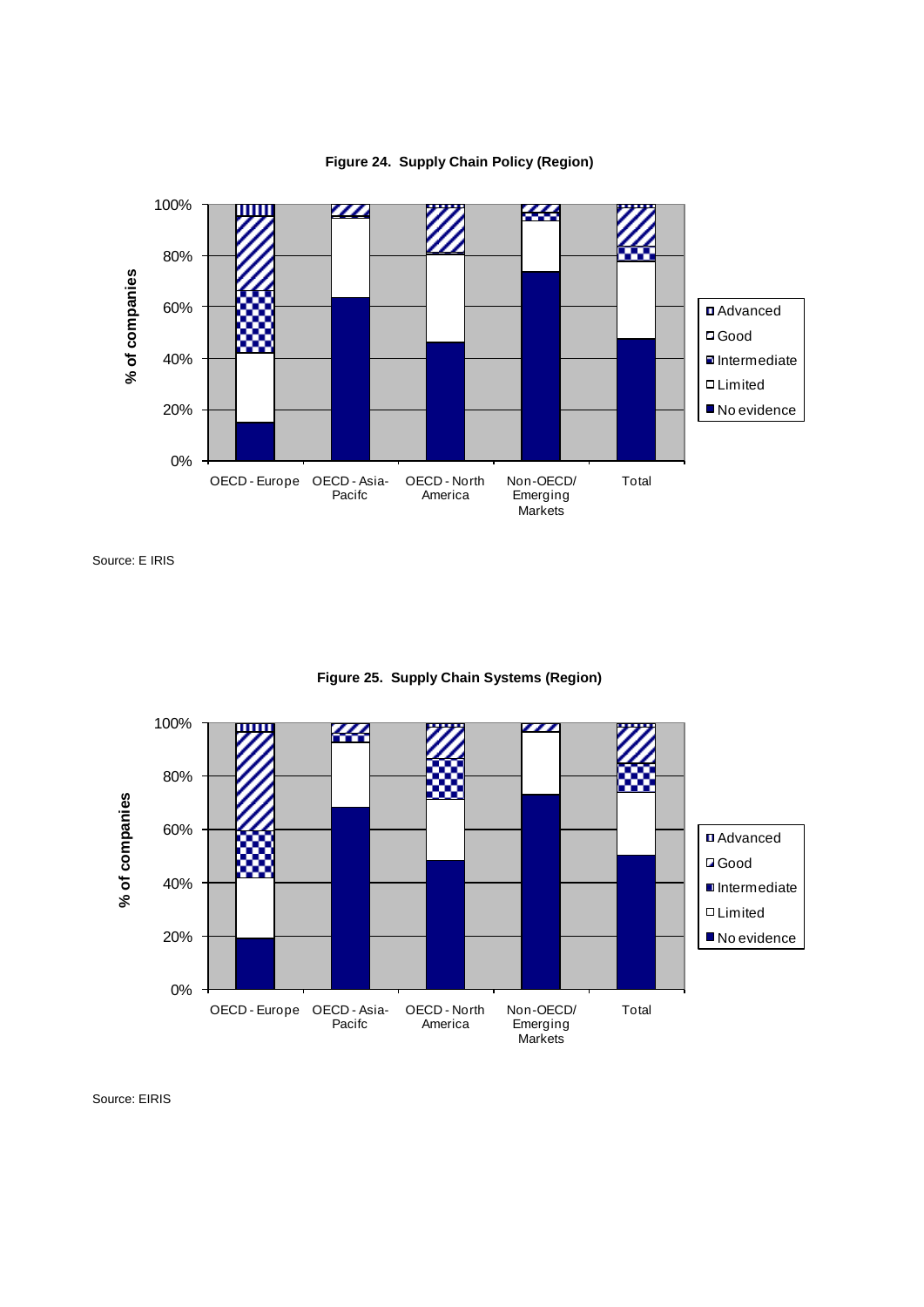**Figure 24. Supply Chain Policy (Region)**

Source: E IRIS

**Figure 25. Supply Chain Systems (Region)**

Source: EIRIS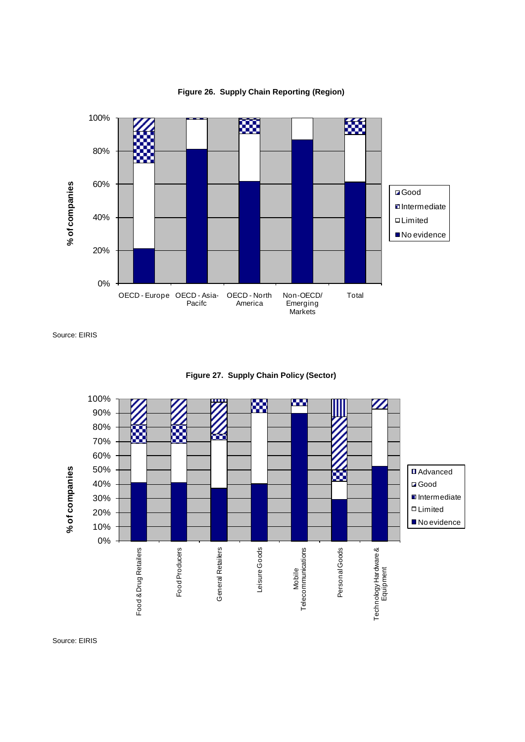**Figure 26. Supply Chain Reporting (Region)**

Source: EIRIS

**Figure 27. Supply Chain Policy (Sector)**

Source: EIRIS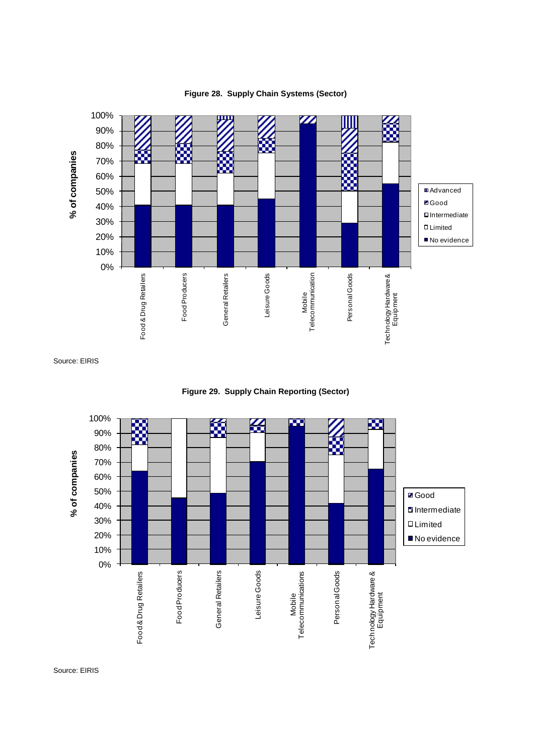**Figure 28. Supply Chain Systems (Sector)**

Source: EIRIS

**Figure 29. Supply Chain Reporting (Sector)**

Source: EIRIS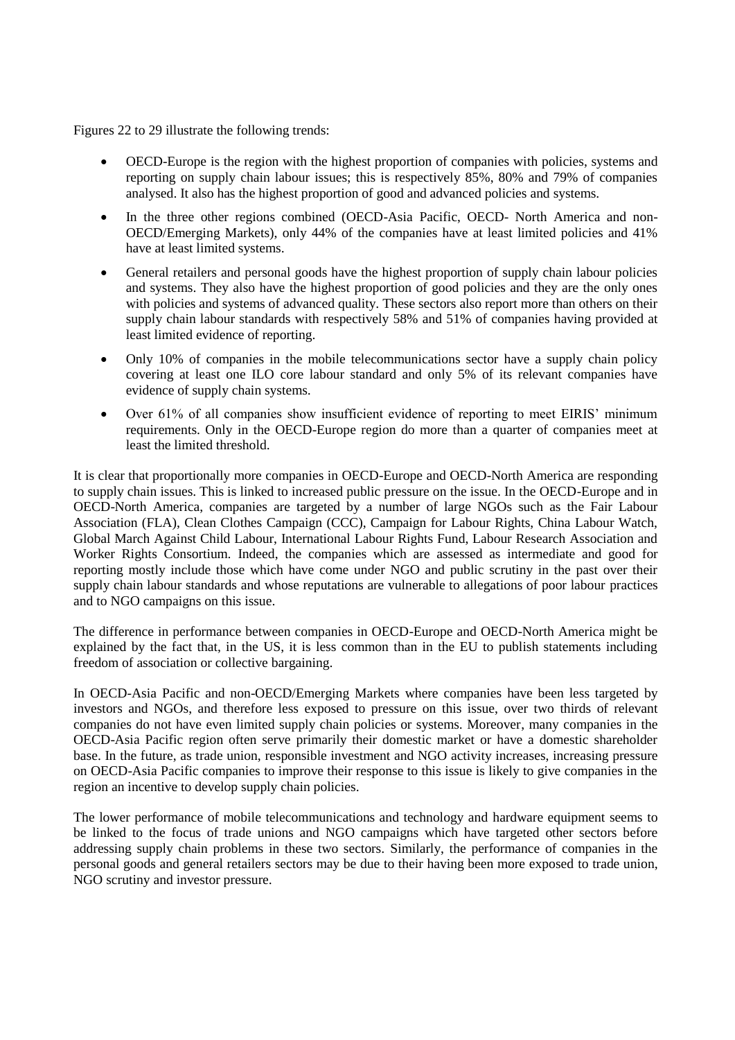Figures 22 to 29 illustrate the following trends:

- OECD-Europe is the region with the highest proportion of companies with policies, systems and reporting on supply chain labour issues; this is respectively 85%, 80% and 79% of companies analysed. It also has the highest proportion of good and advanced policies and systems.
- In the three other regions combined (OECD-Asia Pacific, OECD- North America and non-OECD/Emerging Markets), only 44% of the companies have at least limited policies and 41% have at least limited systems.
- General retailers and personal goods have the highest proportion of supply chain labour policies and systems. They also have the highest proportion of good policies and they are the only ones with policies and systems of advanced quality. These sectors also report more than others on their supply chain labour standards with respectively 58% and 51% of companies having provided at least limited evidence of reporting.
- Only 10% of companies in the mobile telecommunications sector have a supply chain policy covering at least one ILO core labour standard and only 5% of its relevant companies have evidence of supply chain systems.
- Over 61% of all companies show insufficient evidence of reporting to meet EIRIS' minimum requirements. Only in the OECD-Europe region do more than a quarter of companies meet at least the limited threshold.

It is clear that proportionally more companies in OECD-Europe and OECD-North America are responding to supply chain issues. This is linked to increased public pressure on the issue. In the OECD-Europe and in OECD-North America, companies are targeted by a number of large NGOs such as the Fair Labour Association (FLA), Clean Clothes Campaign (CCC), Campaign for Labour Rights, China Labour Watch, Global March Against Child Labour, International Labour Rights Fund, Labour Research Association and Worker Rights Consortium. Indeed, the companies which are assessed as intermediate and good for reporting mostly include those which have come under NGO and public scrutiny in the past over their supply chain labour standards and whose reputations are vulnerable to allegations of poor labour practices and to NGO campaigns on this issue.

The difference in performance between companies in OECD-Europe and OECD-North America might be explained by the fact that, in the US, it is less common than in the EU to publish statements including freedom of association or collective bargaining.

In OECD-Asia Pacific and non-OECD/Emerging Markets where companies have been less targeted by investors and NGOs, and therefore less exposed to pressure on this issue, over two thirds of relevant companies do not have even limited supply chain policies or systems. Moreover, many companies in the OECD-Asia Pacific region often serve primarily their domestic market or have a domestic shareholder base. In the future, as trade union, responsible investment and NGO activity increases, increasing pressure on OECD-Asia Pacific companies to improve their response to this issue is likely to give companies in the region an incentive to develop supply chain policies.

The lower performance of mobile telecommunications and technology and hardware equipment seems to be linked to the focus of trade unions and NGO campaigns which have targeted other sectors before addressing supply chain problems in these two sectors. Similarly, the performance of companies in the personal goods and general retailers sectors may be due to their having been more exposed to trade union, NGO scrutiny and investor pressure.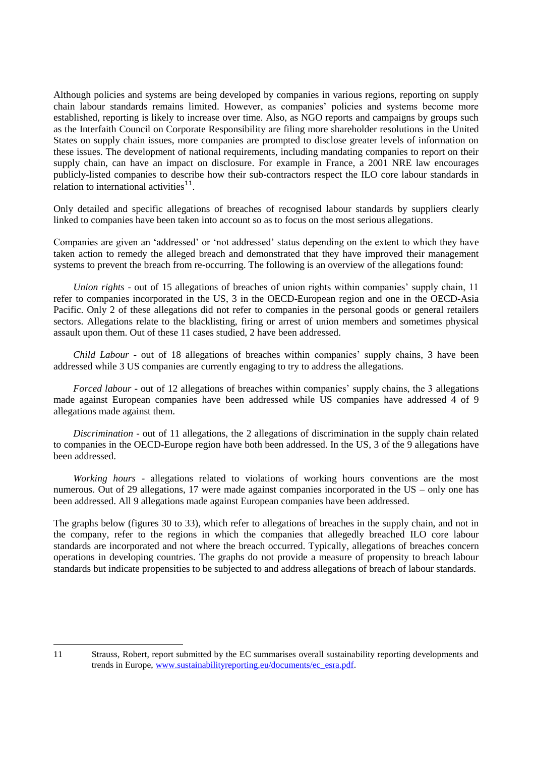Although policies and systems are being developed by companies in various regions, reporting on supply chain labour standards remains limited. However, as companies' policies and systems become more established, reporting is likely to increase over time. Also, as NGO reports and campaigns by groups such as the Interfaith Council on Corporate Responsibility are filing more shareholder resolutions in the United States on supply chain issues, more companies are prompted to disclose greater levels of information on these issues. The development of national requirements, including mandating companies to report on their supply chain, can have an impact on disclosure. For example in France, a 2001 NRE law encourages publicly-listed companies to describe how their sub-contractors respect the ILO core labour standards in relation to international activities[11].

Only detailed and specific allegations of breaches of recognised labour standards by suppliers clearly linked to companies have been taken into account so as to focus on the most serious allegations.

Companies are given an 'addressed' or 'not addressed' status depending on the extent to which they have taken action to remedy the alleged breach and demonstrated that they have improved their management systems to prevent the breach from re-occurring. The following is an overview of the allegations found:

*Union rights* - out of 15 allegations of breaches of union rights within companies' supply chain, 11 refer to companies incorporated in the US, 3 in the OECD-European region and one in the OECD-Asia Pacific. Only 2 of these allegations did not refer to companies in the personal goods or general retailers sectors. Allegations relate to the blacklisting, firing or arrest of union members and sometimes physical assault upon them. Out of these 11 cases studied, 2 have been addressed.

*Child Labour* - out of 18 allegations of breaches within companies' supply chains, 3 have been addressed while 3 US companies are currently engaging to try to address the allegations.

*Forced labour* - out of 12 allegations of breaches within companies' supply chains, the 3 allegations made against European companies have been addressed while US companies have addressed 4 of 9 allegations made against them.

*Discrimination* - out of 11 allegations, the 2 allegations of discrimination in the supply chain related to companies in the OECD-Europe region have both been addressed. In the US, 3 of the 9 allegations have been addressed.

*Working hours* - allegations related to violations of working hours conventions are the most numerous. Out of 29 allegations, 17 were made against companies incorporated in the US – only one has been addressed. All 9 allegations made against European companies have been addressed.

The graphs below (figures 30 to 33), which refer to allegations of breaches in the supply chain, and not in the company, refer to the regions in which the companies that allegedly breached ILO core labour standards are incorporated and not where the breach occurred. Typically, allegations of breaches concern operations in developing countries. The graphs do not provide a measure of propensity to breach labour standards but indicate propensities to be subjected to and address allegations of breach of labour standards.

---

11 Strauss, Robert, report submitted by the EC summarises overall sustainability reporting developments and trends in Europe, www.sustainabilityreporting.eu/documents/ec_esra.pdf.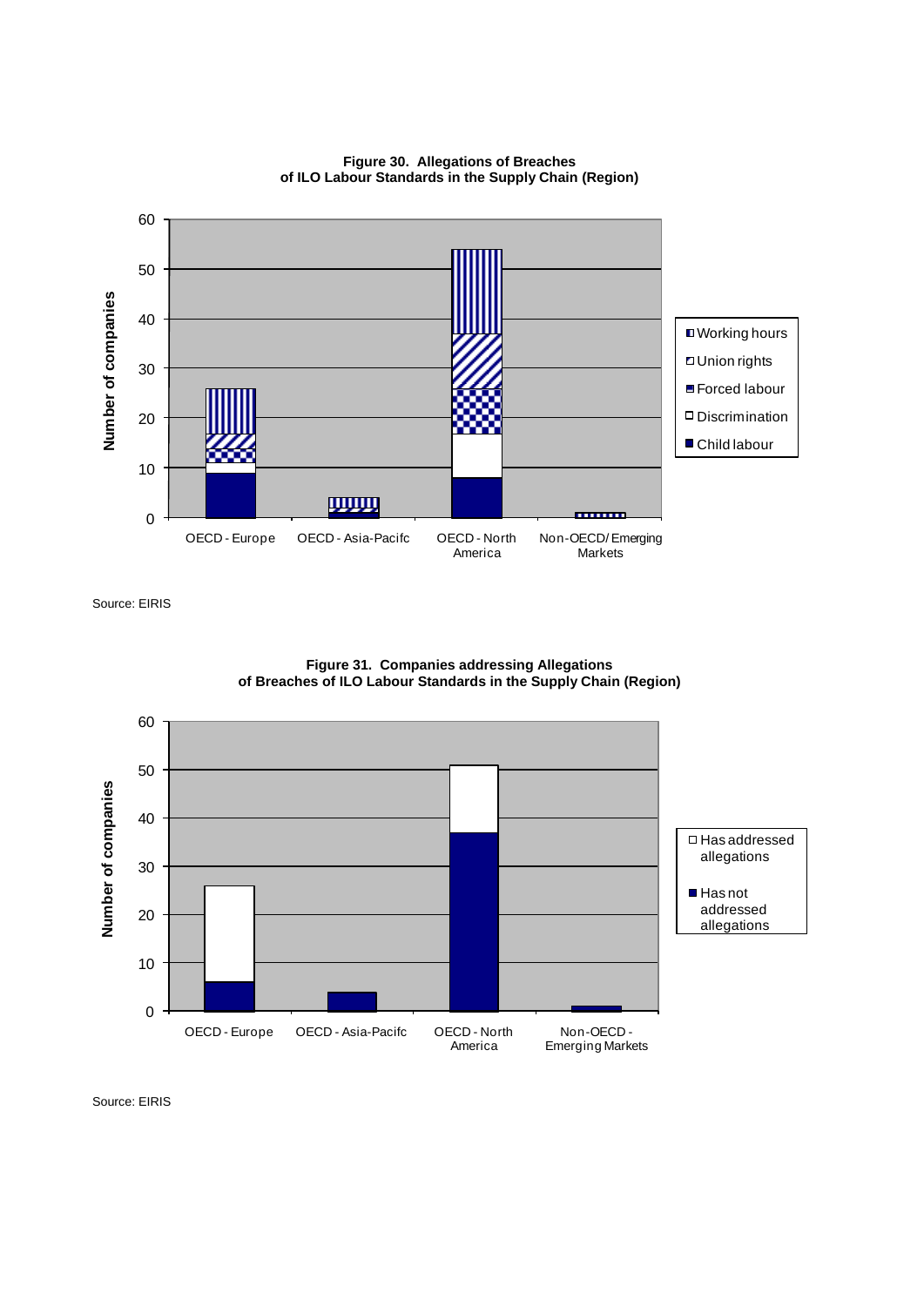**Figure 30. Allegations of Breaches of ILO Labour Standards in the Supply Chain (Region)**

Source: EIRIS

**Figure 31. Companies addressing Allegations of Breaches of ILO Labour Standards in the Supply Chain (Region)**

Source: EIRIS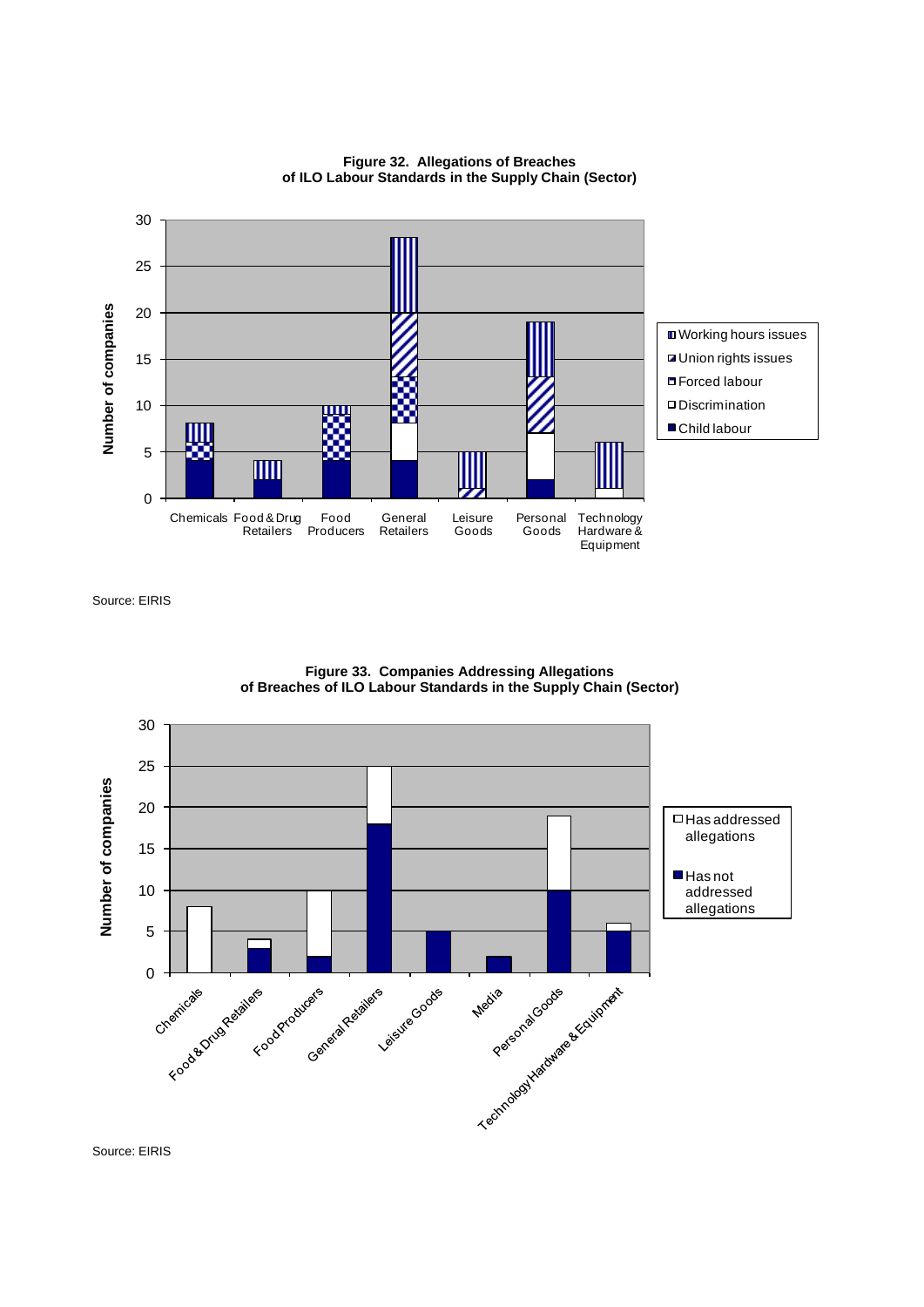**Figure 32. Allegations of Breaches of ILO Labour Standards in the Supply Chain (Sector)**

Source: EIRIS

**Figure 33. Companies Addressing Allegations of Breaches of ILO Labour Standards in the Supply Chain (Sector)**

Source: EIRIS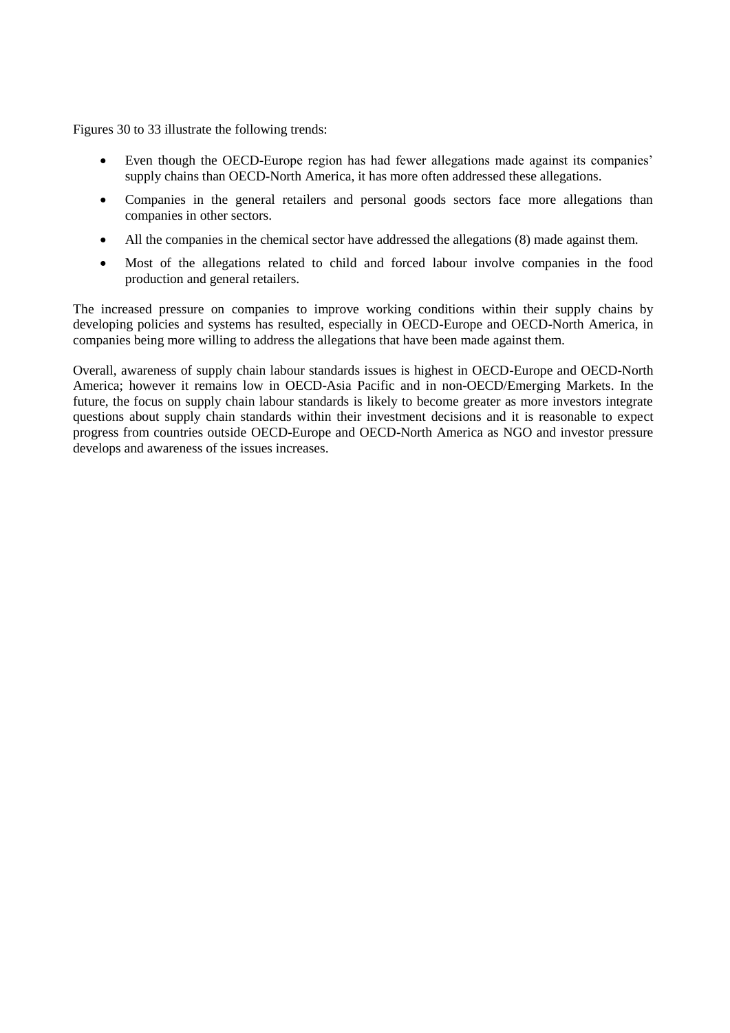Figures 30 to 33 illustrate the following trends:

- Even though the OECD-Europe region has had fewer allegations made against its companies' supply chains than OECD-North America, it has more often addressed these allegations.
- Companies in the general retailers and personal goods sectors face more allegations than companies in other sectors.
- All the companies in the chemical sector have addressed the allegations (8) made against them.
- Most of the allegations related to child and forced labour involve companies in the food production and general retailers.

The increased pressure on companies to improve working conditions within their supply chains by developing policies and systems has resulted, especially in OECD-Europe and OECD-North America, in companies being more willing to address the allegations that have been made against them.

Overall, awareness of supply chain labour standards issues is highest in OECD-Europe and OECD-North America; however it remains low in OECD-Asia Pacific and in non-OECD/Emerging Markets. In the future, the focus on supply chain labour standards is likely to become greater as more investors integrate questions about supply chain standards within their investment decisions and it is reasonable to expect progress from countries outside OECD-Europe and OECD-North America as NGO and investor pressure develops and awareness of the issues increases.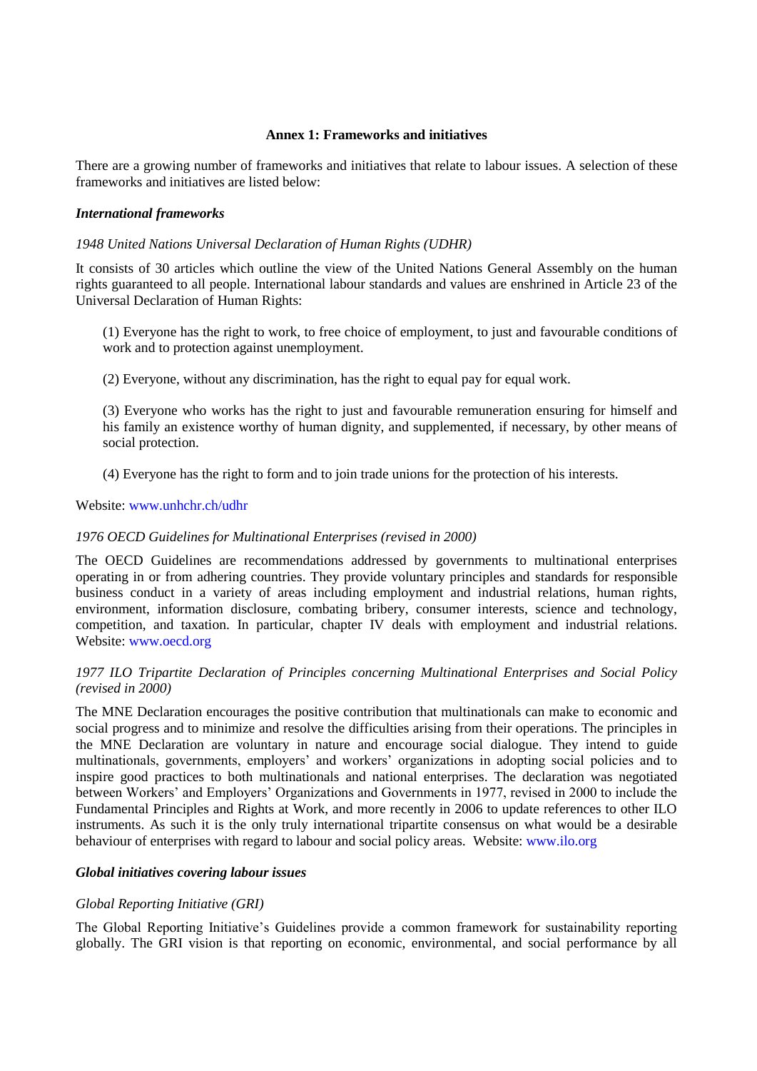### Annex 1: Frameworks and initiatives

There are a growing number of frameworks and initiatives that relate to labour issues. A selection of these frameworks and initiatives are listed below:

***International frameworks***

*1948 United Nations Universal Declaration of Human Rights (UDHR)*

It consists of 30 articles which outline the view of the United Nations General Assembly on the human rights guaranteed to all people. International labour standards and values are enshrined in Article 23 of the Universal Declaration of Human Rights:

> (1) Everyone has the right to work, to free choice of employment, to just and favourable conditions of work and to protection against unemployment.
>
> (2) Everyone, without any discrimination, has the right to equal pay for equal work.
>
> (3) Everyone who works has the right to just and favourable remuneration ensuring for himself and his family an existence worthy of human dignity, and supplemented, if necessary, by other means of social protection.
>
> (4) Everyone has the right to form and to join trade unions for the protection of his interests.

Website: www.unhchr.ch/udhr

*1976 OECD Guidelines for Multinational Enterprises (revised in 2000)*

The OECD Guidelines are recommendations addressed by governments to multinational enterprises operating in or from adhering countries. They provide voluntary principles and standards for responsible business conduct in a variety of areas including employment and industrial relations, human rights, environment, information disclosure, combating bribery, consumer interests, science and technology, competition, and taxation. In particular, chapter IV deals with employment and industrial relations. Website: www.oecd.org

*1977 ILO Tripartite Declaration of Principles concerning Multinational Enterprises and Social Policy (revised in 2000)*

The MNE Declaration encourages the positive contribution that multinationals can make to economic and social progress and to minimize and resolve the difficulties arising from their operations. The principles in the MNE Declaration are voluntary in nature and encourage social dialogue. They intend to guide multinationals, governments, employers' and workers' organizations in adopting social policies and to inspire good practices to both multinationals and national enterprises. The declaration was negotiated between Workers' and Employers' Organizations and Governments in 1977, revised in 2000 to include the Fundamental Principles and Rights at Work, and more recently in 2006 to update references to other ILO instruments. As such it is the only truly international tripartite consensus on what would be a desirable behaviour of enterprises with regard to labour and social policy areas. Website: www.ilo.org

***Global initiatives covering labour issues***

*Global Reporting Initiative (GRI)*

The Global Reporting Initiative's Guidelines provide a common framework for sustainability reporting globally. The GRI vision is that reporting on economic, environmental, and social performance by all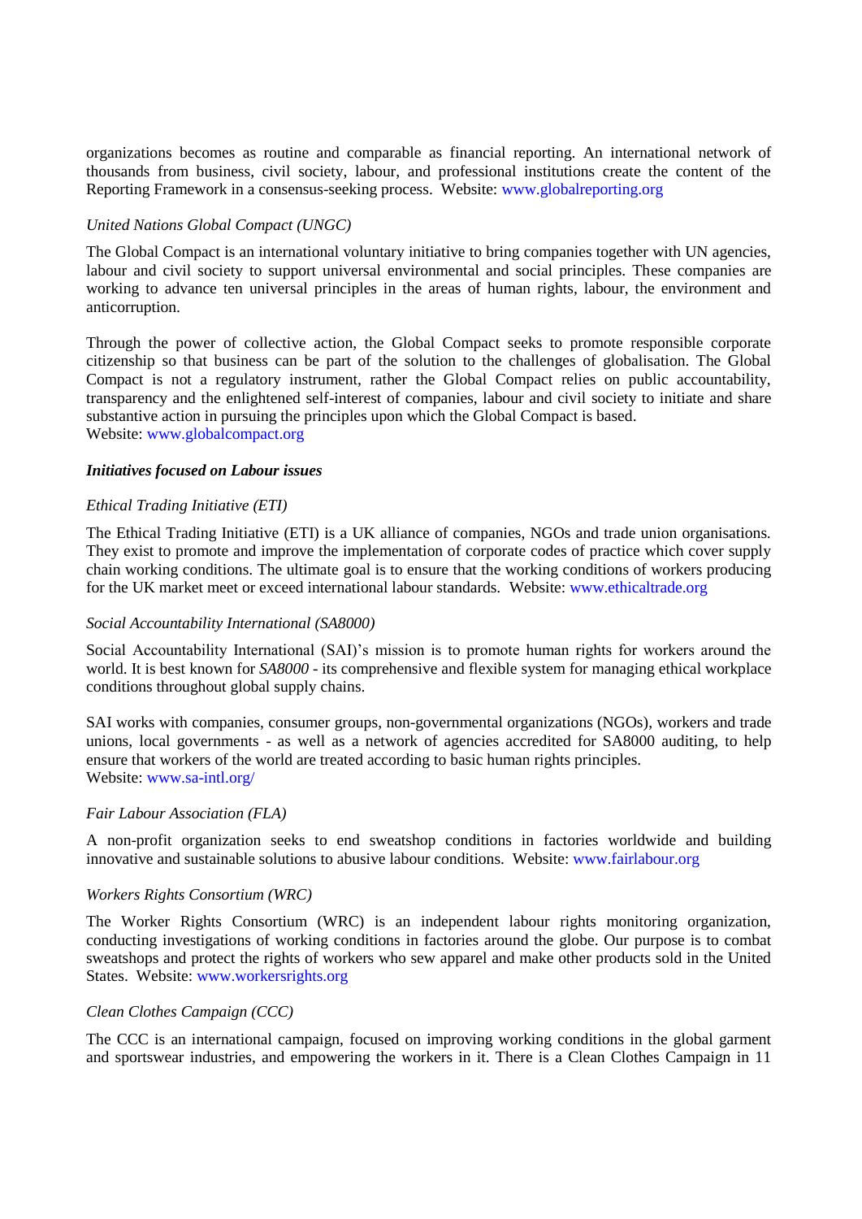organizations becomes as routine and comparable as financial reporting. An international network of thousands from business, civil society, labour, and professional institutions create the content of the Reporting Framework in a consensus-seeking process. Website: www.globalreporting.org

*United Nations Global Compact (UNGC)*

The Global Compact is an international voluntary initiative to bring companies together with UN agencies, labour and civil society to support universal environmental and social principles. These companies are working to advance ten universal principles in the areas of human rights, labour, the environment and anticorruption.

Through the power of collective action, the Global Compact seeks to promote responsible corporate citizenship so that business can be part of the solution to the challenges of globalisation. The Global Compact is not a regulatory instrument, rather the Global Compact relies on public accountability, transparency and the enlightened self-interest of companies, labour and civil society to initiate and share substantive action in pursuing the principles upon which the Global Compact is based.
Website: www.globalcompact.org

***Initiatives focused on Labour issues***

*Ethical Trading Initiative (ETI)*

The Ethical Trading Initiative (ETI) is a UK alliance of companies, NGOs and trade union organisations. They exist to promote and improve the implementation of corporate codes of practice which cover supply chain working conditions. The ultimate goal is to ensure that the working conditions of workers producing for the UK market meet or exceed international labour standards. Website: www.ethicaltrade.org

*Social Accountability International (SA8000)*

Social Accountability International (SAI)'s mission is to promote human rights for workers around the world. It is best known for *SA8000* - its comprehensive and flexible system for managing ethical workplace conditions throughout global supply chains.

SAI works with companies, consumer groups, non-governmental organizations (NGOs), workers and trade unions, local governments - as well as a network of agencies accredited for SA8000 auditing, to help ensure that workers of the world are treated according to basic human rights principles.
Website: www.sa-intl.org/

*Fair Labour Association (FLA)*

A non-profit organization seeks to end sweatshop conditions in factories worldwide and building innovative and sustainable solutions to abusive labour conditions. Website: www.fairlabour.org

*Workers Rights Consortium (WRC)*

The Worker Rights Consortium (WRC) is an independent labour rights monitoring organization, conducting investigations of working conditions in factories around the globe. Our purpose is to combat sweatshops and protect the rights of workers who sew apparel and make other products sold in the United States. Website: www.workersrights.org

*Clean Clothes Campaign (CCC)*

The CCC is an international campaign, focused on improving working conditions in the global garment and sportswear industries, and empowering the workers in it. There is a Clean Clothes Campaign in 11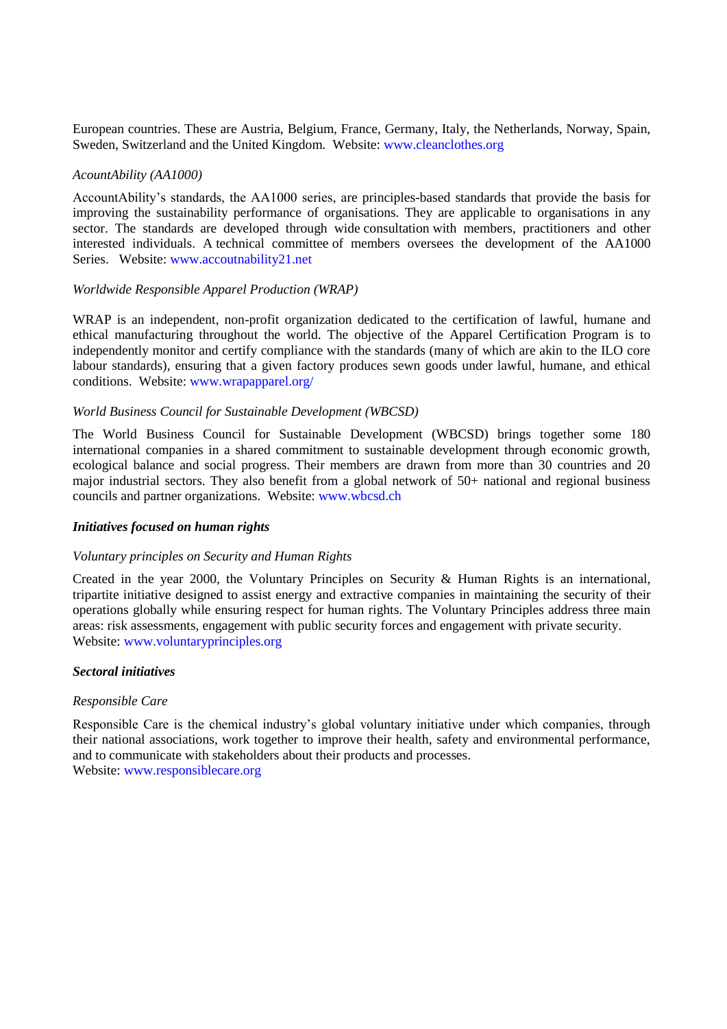European countries. These are Austria, Belgium, France, Germany, Italy, the Netherlands, Norway, Spain, Sweden, Switzerland and the United Kingdom. Website: www.cleanclothes.org

*AcountAbility (AA1000)*

AccountAbility's standards, the AA1000 series, are principles-based standards that provide the basis for improving the sustainability performance of organisations. They are applicable to organisations in any sector. The standards are developed through wide consultation with members, practitioners and other interested individuals. A technical committee of members oversees the development of the AA1000 Series. Website: www.accoutnability21.net

*Worldwide Responsible Apparel Production (WRAP)*

WRAP is an independent, non-profit organization dedicated to the certification of lawful, humane and ethical manufacturing throughout the world. The objective of the Apparel Certification Program is to independently monitor and certify compliance with the standards (many of which are akin to the ILO core labour standards), ensuring that a given factory produces sewn goods under lawful, humane, and ethical conditions. Website: www.wrapapparel.org/

*World Business Council for Sustainable Development (WBCSD)*

The World Business Council for Sustainable Development (WBCSD) brings together some 180 international companies in a shared commitment to sustainable development through economic growth, ecological balance and social progress. Their members are drawn from more than 30 countries and 20 major industrial sectors. They also benefit from a global network of 50+ national and regional business councils and partner organizations. Website: www.wbcsd.ch

***Initiatives focused on human rights***

*Voluntary principles on Security and Human Rights*

Created in the year 2000, the Voluntary Principles on Security & Human Rights is an international, tripartite initiative designed to assist energy and extractive companies in maintaining the security of their operations globally while ensuring respect for human rights. The Voluntary Principles address three main areas: risk assessments, engagement with public security forces and engagement with private security.
Website: www.voluntaryprinciples.org

***Sectoral initiatives***

*Responsible Care*

Responsible Care is the chemical industry's global voluntary initiative under which companies, through their national associations, work together to improve their health, safety and environmental performance, and to communicate with stakeholders about their products and processes.
Website: www.responsiblecare.org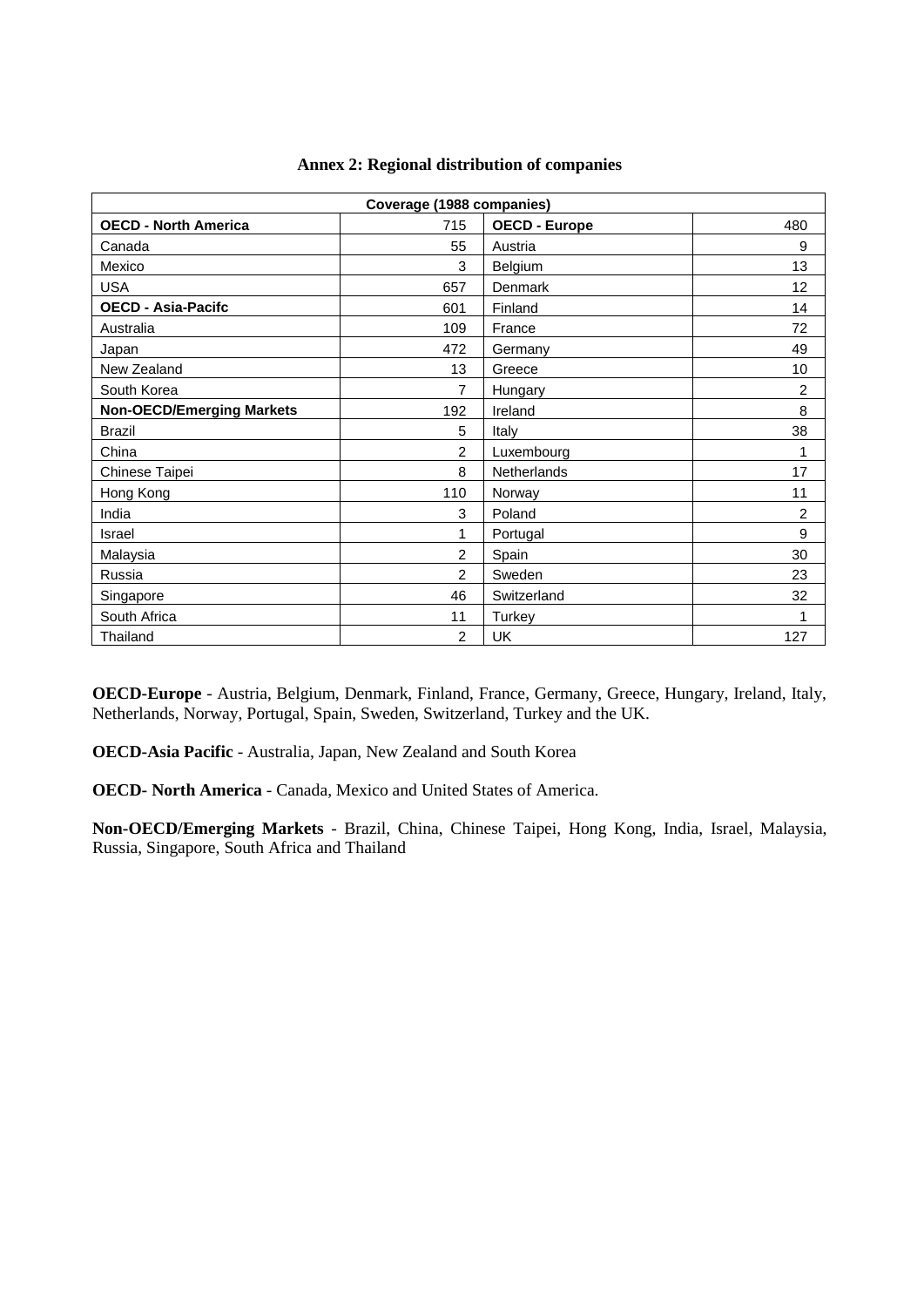### Annex 2: Regional distribution of companies

| Coverage (1988 companies) | | | |
|---|---|---|---|
| **OECD - North America** | 715 | **OECD - Europe** | 480 |
| Canada | 55 | Austria | 9 |
| Mexico | 3 | Belgium | 13 |
| USA | 657 | Denmark | 12 |
| **OECD - Asia-Pacifc** | 601 | Finland | 14 |
| Australia | 109 | France | 72 |
| Japan | 472 | Germany | 49 |
| New Zealand | 13 | Greece | 10 |
| South Korea | 7 | Hungary | 2 |
| **Non-OECD/Emerging Markets** | 192 | Ireland | 8 |
| Brazil | 5 | Italy | 38 |
| China | 2 | Luxembourg | 1 |
| Chinese Taipei | 8 | Netherlands | 17 |
| Hong Kong | 110 | Norway | 11 |
| India | 3 | Poland | 2 |
| Israel | 1 | Portugal | 9 |
| Malaysia | 2 | Spain | 30 |
| Russia | 2 | Sweden | 23 |
| Singapore | 46 | Switzerland | 32 |
| South Africa | 11 | Turkey | 1 |
| Thailand | 2 | UK | 127 |

**OECD-Europe** - Austria, Belgium, Denmark, Finland, France, Germany, Greece, Hungary, Ireland, Italy, Netherlands, Norway, Portugal, Spain, Sweden, Switzerland, Turkey and the UK.

**OECD-Asia Pacific** - Australia, Japan, New Zealand and South Korea

**OECD- North America** - Canada, Mexico and United States of America.

**Non-OECD/Emerging Markets** - Brazil, China, Chinese Taipei, Hong Kong, India, Israel, Malaysia, Russia, Singapore, South Africa and Thailand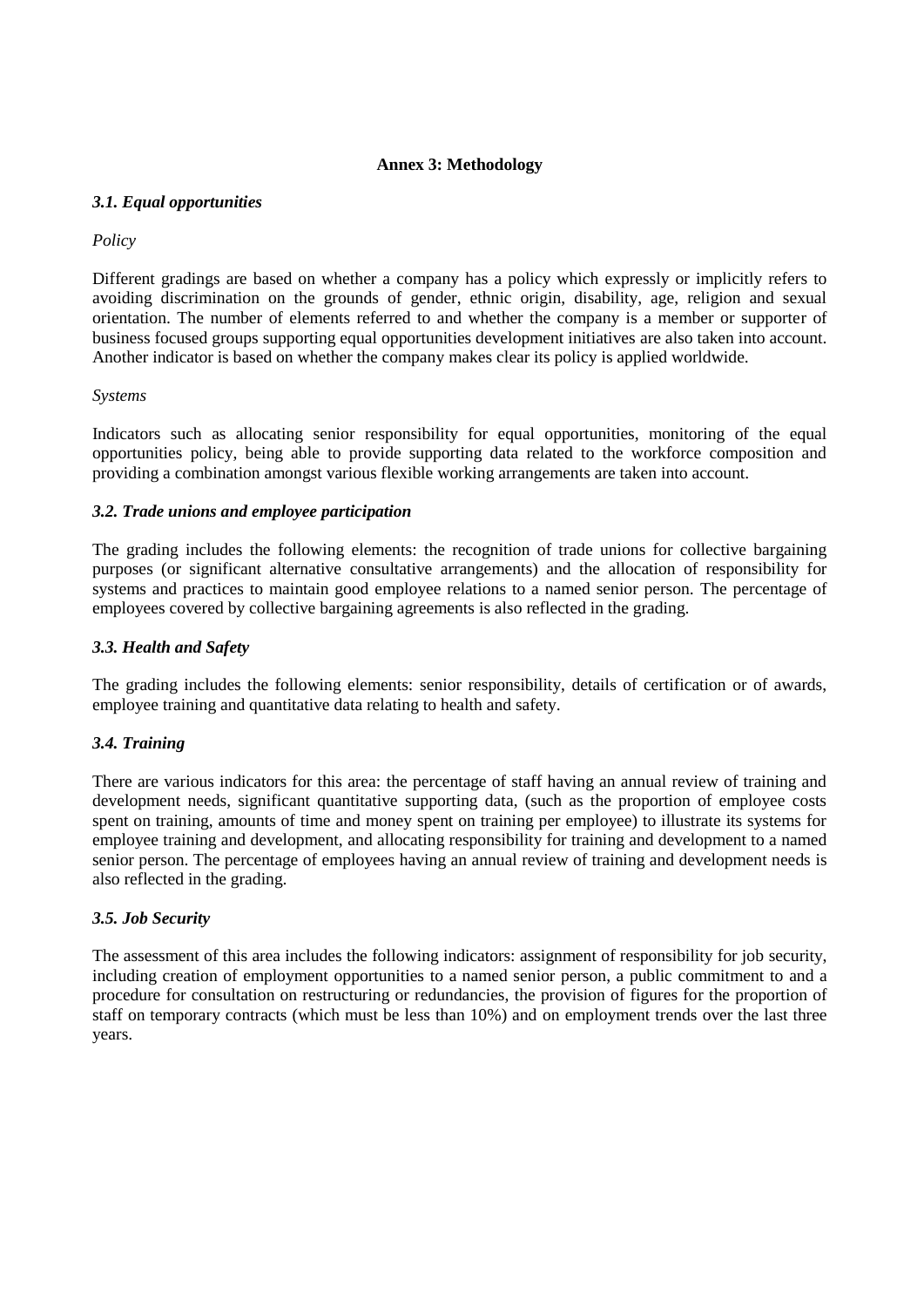## Annex 3: Methodology

### *3.1. Equal opportunities*

*Policy*

Different gradings are based on whether a company has a policy which expressly or implicitly refers to avoiding discrimination on the grounds of gender, ethnic origin, disability, age, religion and sexual orientation. The number of elements referred to and whether the company is a member or supporter of business focused groups supporting equal opportunities development initiatives are also taken into account. Another indicator is based on whether the company makes clear its policy is applied worldwide.

*Systems*

Indicators such as allocating senior responsibility for equal opportunities, monitoring of the equal opportunities policy, being able to provide supporting data related to the workforce composition and providing a combination amongst various flexible working arrangements are taken into account.

### *3.2. Trade unions and employee participation*

The grading includes the following elements: the recognition of trade unions for collective bargaining purposes (or significant alternative consultative arrangements) and the allocation of responsibility for systems and practices to maintain good employee relations to a named senior person. The percentage of employees covered by collective bargaining agreements is also reflected in the grading.

### *3.3. Health and Safety*

The grading includes the following elements: senior responsibility, details of certification or of awards, employee training and quantitative data relating to health and safety.

### *3.4. Training*

There are various indicators for this area: the percentage of staff having an annual review of training and development needs, significant quantitative supporting data, (such as the proportion of employee costs spent on training, amounts of time and money spent on training per employee) to illustrate its systems for employee training and development, and allocating responsibility for training and development to a named senior person. The percentage of employees having an annual review of training and development needs is also reflected in the grading.

### *3.5. Job Security*

The assessment of this area includes the following indicators: assignment of responsibility for job security, including creation of employment opportunities to a named senior person, a public commitment to and a procedure for consultation on restructuring or redundancies, the provision of figures for the proportion of staff on temporary contracts (which must be less than 10%) and on employment trends over the last three years.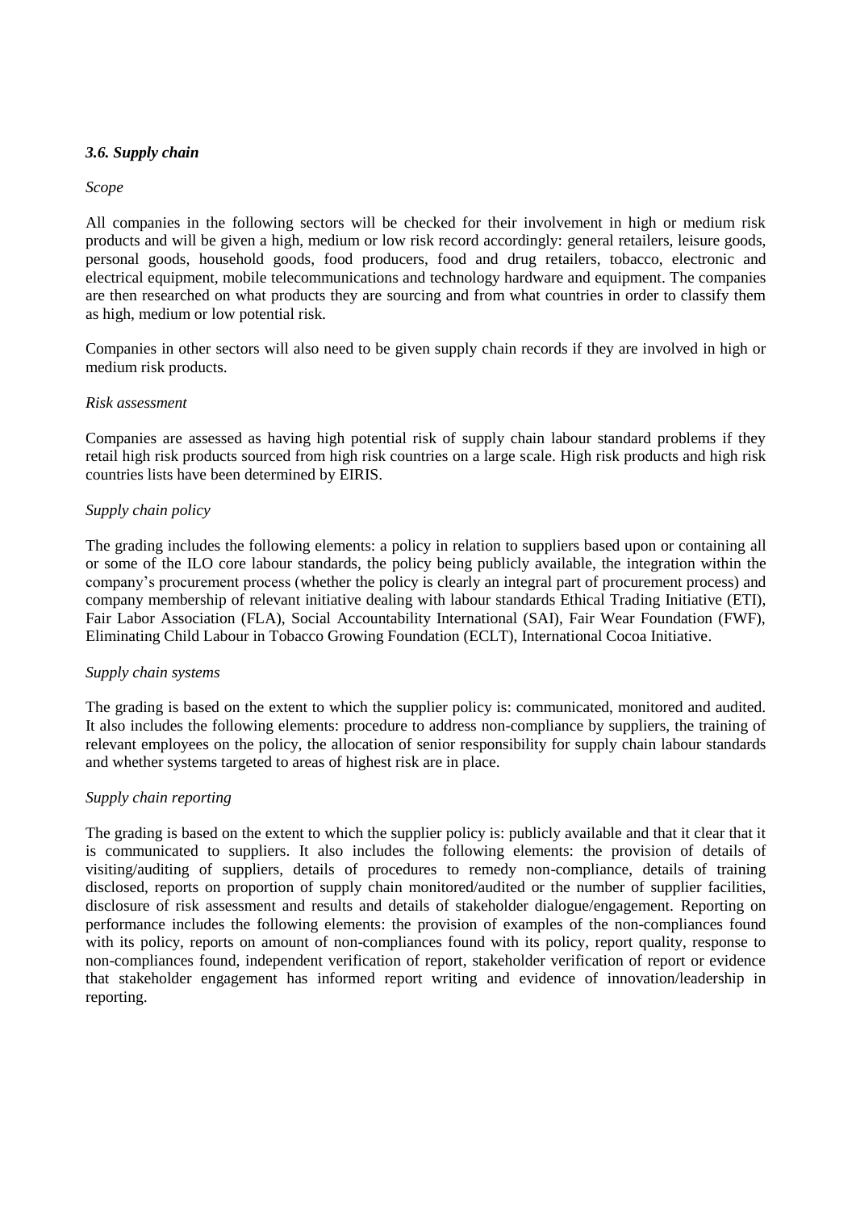### *3.6. Supply chain*

*Scope*

All companies in the following sectors will be checked for their involvement in high or medium risk products and will be given a high, medium or low risk record accordingly: general retailers, leisure goods, personal goods, household goods, food producers, food and drug retailers, tobacco, electronic and electrical equipment, mobile telecommunications and technology hardware and equipment. The companies are then researched on what products they are sourcing and from what countries in order to classify them as high, medium or low potential risk.

Companies in other sectors will also need to be given supply chain records if they are involved in high or medium risk products.

*Risk assessment*

Companies are assessed as having high potential risk of supply chain labour standard problems if they retail high risk products sourced from high risk countries on a large scale. High risk products and high risk countries lists have been determined by EIRIS.

*Supply chain policy*

The grading includes the following elements: a policy in relation to suppliers based upon or containing all or some of the ILO core labour standards, the policy being publicly available, the integration within the company's procurement process (whether the policy is clearly an integral part of procurement process) and company membership of relevant initiative dealing with labour standards Ethical Trading Initiative (ETI), Fair Labor Association (FLA), Social Accountability International (SAI), Fair Wear Foundation (FWF), Eliminating Child Labour in Tobacco Growing Foundation (ECLT), International Cocoa Initiative.

*Supply chain systems*

The grading is based on the extent to which the supplier policy is: communicated, monitored and audited. It also includes the following elements: procedure to address non-compliance by suppliers, the training of relevant employees on the policy, the allocation of senior responsibility for supply chain labour standards and whether systems targeted to areas of highest risk are in place.

*Supply chain reporting*

The grading is based on the extent to which the supplier policy is: publicly available and that it clear that it is communicated to suppliers. It also includes the following elements: the provision of details of visiting/auditing of suppliers, details of procedures to remedy non-compliance, details of training disclosed, reports on proportion of supply chain monitored/audited or the number of supplier facilities, disclosure of risk assessment and results and details of stakeholder dialogue/engagement. Reporting on performance includes the following elements: the provision of examples of the non-compliances found with its policy, reports on amount of non-compliances found with its policy, report quality, response to non-compliances found, independent verification of report, stakeholder verification of report or evidence that stakeholder engagement has informed report writing and evidence of innovation/leadership in reporting.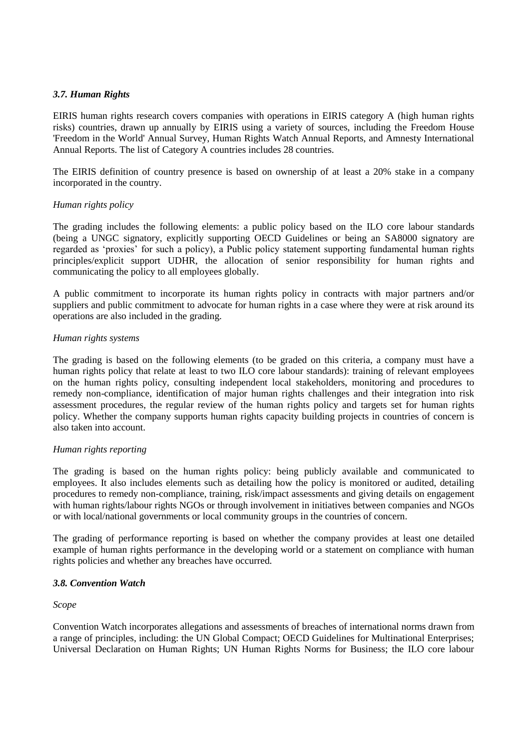### *3.7. Human Rights*

EIRIS human rights research covers companies with operations in EIRIS category A (high human rights risks) countries, drawn up annually by EIRIS using a variety of sources, including the Freedom House 'Freedom in the World' Annual Survey, Human Rights Watch Annual Reports, and Amnesty International Annual Reports. The list of Category A countries includes 28 countries.

The EIRIS definition of country presence is based on ownership of at least a 20% stake in a company incorporated in the country.

*Human rights policy*

The grading includes the following elements: a public policy based on the ILO core labour standards (being a UNGC signatory, explicitly supporting OECD Guidelines or being an SA8000 signatory are regarded as 'proxies' for such a policy), a Public policy statement supporting fundamental human rights principles/explicit support UDHR, the allocation of senior responsibility for human rights and communicating the policy to all employees globally.

A public commitment to incorporate its human rights policy in contracts with major partners and/or suppliers and public commitment to advocate for human rights in a case where they were at risk around its operations are also included in the grading.

*Human rights systems*

The grading is based on the following elements (to be graded on this criteria, a company must have a human rights policy that relate at least to two ILO core labour standards): training of relevant employees on the human rights policy, consulting independent local stakeholders, monitoring and procedures to remedy non-compliance, identification of major human rights challenges and their integration into risk assessment procedures, the regular review of the human rights policy and targets set for human rights policy. Whether the company supports human rights capacity building projects in countries of concern is also taken into account.

*Human rights reporting*

The grading is based on the human rights policy: being publicly available and communicated to employees. It also includes elements such as detailing how the policy is monitored or audited, detailing procedures to remedy non-compliance, training, risk/impact assessments and giving details on engagement with human rights/labour rights NGOs or through involvement in initiatives between companies and NGOs or with local/national governments or local community groups in the countries of concern.

The grading of performance reporting is based on whether the company provides at least one detailed example of human rights performance in the developing world or a statement on compliance with human rights policies and whether any breaches have occurred.

### *3.8. Convention Watch*

*Scope*

Convention Watch incorporates allegations and assessments of breaches of international norms drawn from a range of principles, including: the UN Global Compact; OECD Guidelines for Multinational Enterprises; Universal Declaration on Human Rights; UN Human Rights Norms for Business; the ILO core labour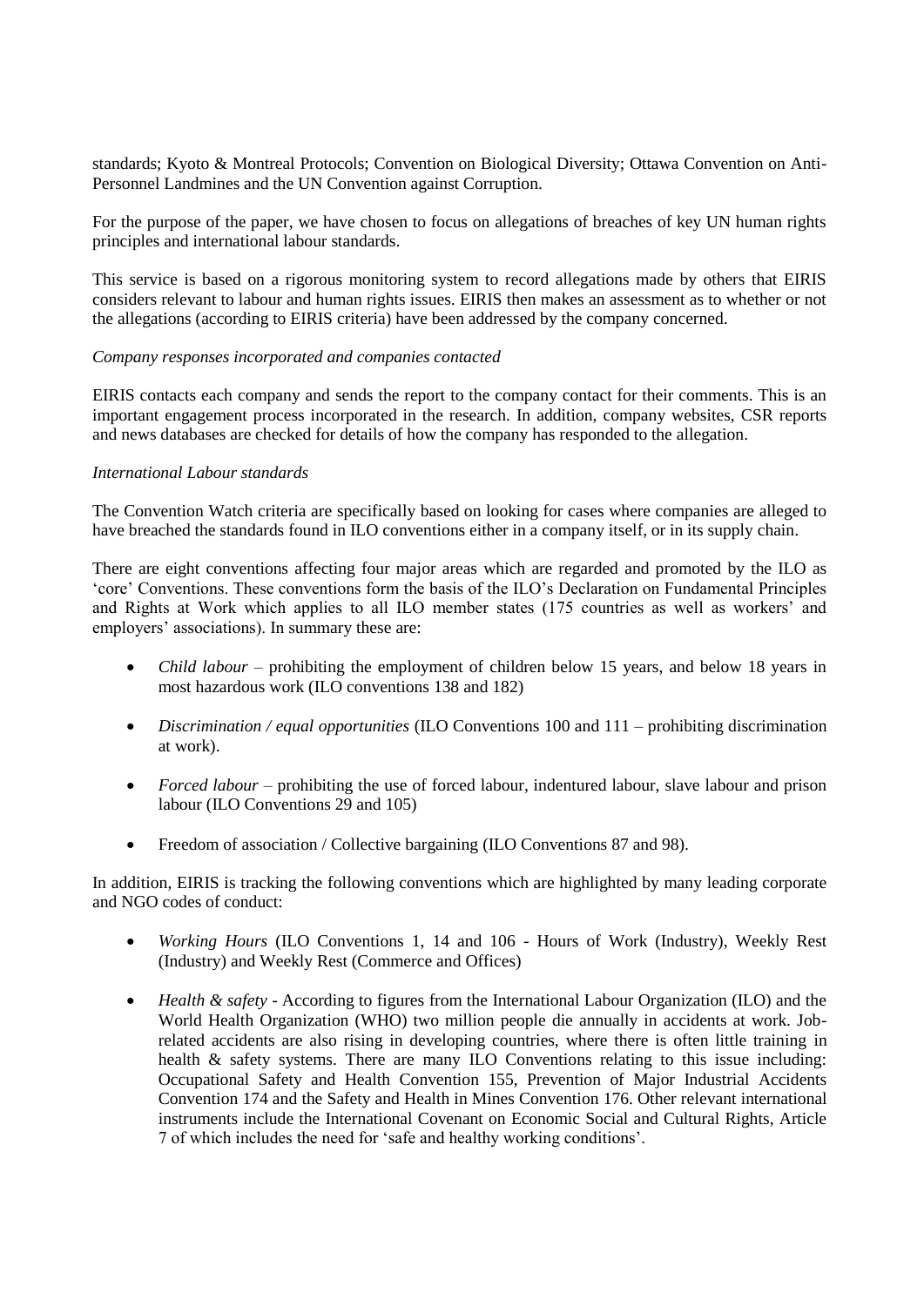standards; Kyoto & Montreal Protocols; Convention on Biological Diversity; Ottawa Convention on Anti-Personnel Landmines and the UN Convention against Corruption.

For the purpose of the paper, we have chosen to focus on allegations of breaches of key UN human rights principles and international labour standards.

This service is based on a rigorous monitoring system to record allegations made by others that EIRIS considers relevant to labour and human rights issues. EIRIS then makes an assessment as to whether or not the allegations (according to EIRIS criteria) have been addressed by the company concerned.

*Company responses incorporated and companies contacted*

EIRIS contacts each company and sends the report to the company contact for their comments. This is an important engagement process incorporated in the research. In addition, company websites, CSR reports and news databases are checked for details of how the company has responded to the allegation.

*International Labour standards*

The Convention Watch criteria are specifically based on looking for cases where companies are alleged to have breached the standards found in ILO conventions either in a company itself, or in its supply chain.

There are eight conventions affecting four major areas which are regarded and promoted by the ILO as 'core' Conventions. These conventions form the basis of the ILO's Declaration on Fundamental Principles and Rights at Work which applies to all ILO member states (175 countries as well as workers' and employers' associations). In summary these are:

- *Child labour* – prohibiting the employment of children below 15 years, and below 18 years in most hazardous work (ILO conventions 138 and 182)
- *Discrimination / equal opportunities* (ILO Conventions 100 and 111 – prohibiting discrimination at work).
- *Forced labour* – prohibiting the use of forced labour, indentured labour, slave labour and prison labour (ILO Conventions 29 and 105)
- Freedom of association / Collective bargaining (ILO Conventions 87 and 98).

In addition, EIRIS is tracking the following conventions which are highlighted by many leading corporate and NGO codes of conduct:

- *Working Hours* (ILO Conventions 1, 14 and 106 - Hours of Work (Industry), Weekly Rest (Industry) and Weekly Rest (Commerce and Offices)
- *Health & safety* - According to figures from the International Labour Organization (ILO) and the World Health Organization (WHO) two million people die annually in accidents at work. Job-related accidents are also rising in developing countries, where there is often little training in health & safety systems. There are many ILO Conventions relating to this issue including: Occupational Safety and Health Convention 155, Prevention of Major Industrial Accidents Convention 174 and the Safety and Health in Mines Convention 176. Other relevant international instruments include the International Covenant on Economic Social and Cultural Rights, Article 7 of which includes the need for 'safe and healthy working conditions'.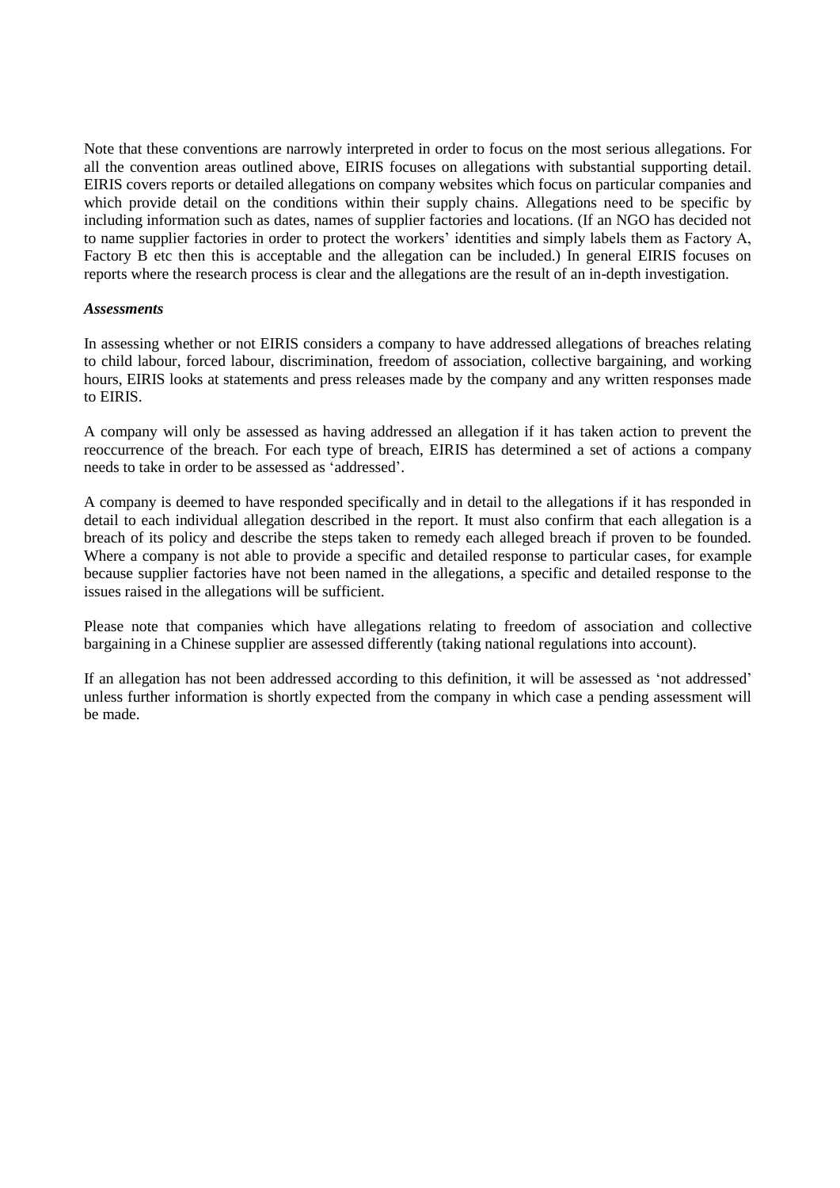Note that these conventions are narrowly interpreted in order to focus on the most serious allegations. For all the convention areas outlined above, EIRIS focuses on allegations with substantial supporting detail. EIRIS covers reports or detailed allegations on company websites which focus on particular companies and which provide detail on the conditions within their supply chains. Allegations need to be specific by including information such as dates, names of supplier factories and locations. (If an NGO has decided not to name supplier factories in order to protect the workers' identities and simply labels them as Factory A, Factory B etc then this is acceptable and the allegation can be included.) In general EIRIS focuses on reports where the research process is clear and the allegations are the result of an in-depth investigation.

***Assessments***

In assessing whether or not EIRIS considers a company to have addressed allegations of breaches relating to child labour, forced labour, discrimination, freedom of association, collective bargaining, and working hours, EIRIS looks at statements and press releases made by the company and any written responses made to EIRIS.

A company will only be assessed as having addressed an allegation if it has taken action to prevent the reoccurrence of the breach. For each type of breach, EIRIS has determined a set of actions a company needs to take in order to be assessed as 'addressed'.

A company is deemed to have responded specifically and in detail to the allegations if it has responded in detail to each individual allegation described in the report. It must also confirm that each allegation is a breach of its policy and describe the steps taken to remedy each alleged breach if proven to be founded. Where a company is not able to provide a specific and detailed response to particular cases, for example because supplier factories have not been named in the allegations, a specific and detailed response to the issues raised in the allegations will be sufficient.

Please note that companies which have allegations relating to freedom of association and collective bargaining in a Chinese supplier are assessed differently (taking national regulations into account).

If an allegation has not been addressed according to this definition, it will be assessed as 'not addressed' unless further information is shortly expected from the company in which case a pending assessment will be made.